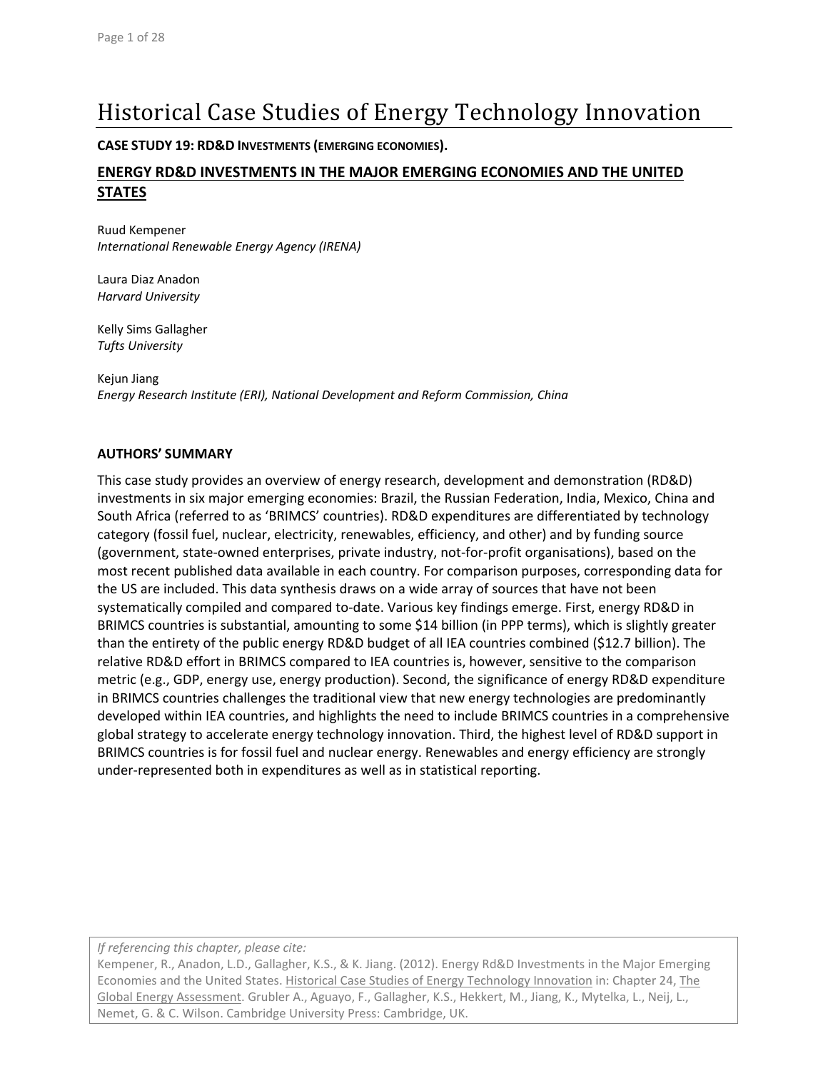# Historical Case Studies of Energy Technology Innovation

**CASE STUDY 19: RD&D INVESTMENTS (EMERGING ECONOMIES).**

## ENERGY RD&D INVESTMENTS IN THE MAJOR EMERGING ECONOMIES AND THE UNITED STATES

Ruud Kempener
*International Renewable Energy Agency (IRENA)*

Laura Diaz Anadon
*Harvard University*

Kelly Sims Gallagher
*Tufts University*

Kejun Jiang
*Energy Research Institute (ERI), National Development and Reform Commission, China*

**AUTHORS' SUMMARY**

This case study provides an overview of energy research, development and demonstration (RD&D) investments in six major emerging economies: Brazil, the Russian Federation, India, Mexico, China and South Africa (referred to as 'BRIMCS' countries). RD&D expenditures are differentiated by technology category (fossil fuel, nuclear, electricity, renewables, efficiency, and other) and by funding source (government, state-owned enterprises, private industry, not-for-profit organisations), based on the most recent published data available in each country. For comparison purposes, corresponding data for the US are included. This data synthesis draws on a wide array of sources that have not been systematically compiled and compared to-date. Various key findings emerge. First, energy RD&D in BRIMCS countries is substantial, amounting to some $14 billion (in PPP terms), which is slightly greater than the entirety of the public energy RD&D budget of all IEA countries combined ($12.7 billion). The relative RD&D effort in BRIMCS compared to IEA countries is, however, sensitive to the comparison metric (e.g., GDP, energy use, energy production). Second, the significance of energy RD&D expenditure in BRIMCS countries challenges the traditional view that new energy technologies are predominantly developed within IEA countries, and highlights the need to include BRIMCS countries in a comprehensive global strategy to accelerate energy technology innovation. Third, the highest level of RD&D support in BRIMCS countries is for fossil fuel and nuclear energy. Renewables and energy efficiency are strongly under-represented both in expenditures as well as in statistical reporting.

*If referencing this chapter, please cite:*
Kempener, R., Anadon, L.D., Gallagher, K.S., & K. Jiang. (2012). Energy Rd&D Investments in the Major Emerging Economies and the United States. Historical Case Studies of Energy Technology Innovation in: Chapter 24, The Global Energy Assessment. Grubler A., Aguayo, F., Gallagher, K.S., Hekkert, M., Jiang, K., Mytelka, L., Neij, L., Nemet, G. & C. Wilson. Cambridge University Press: Cambridge, UK.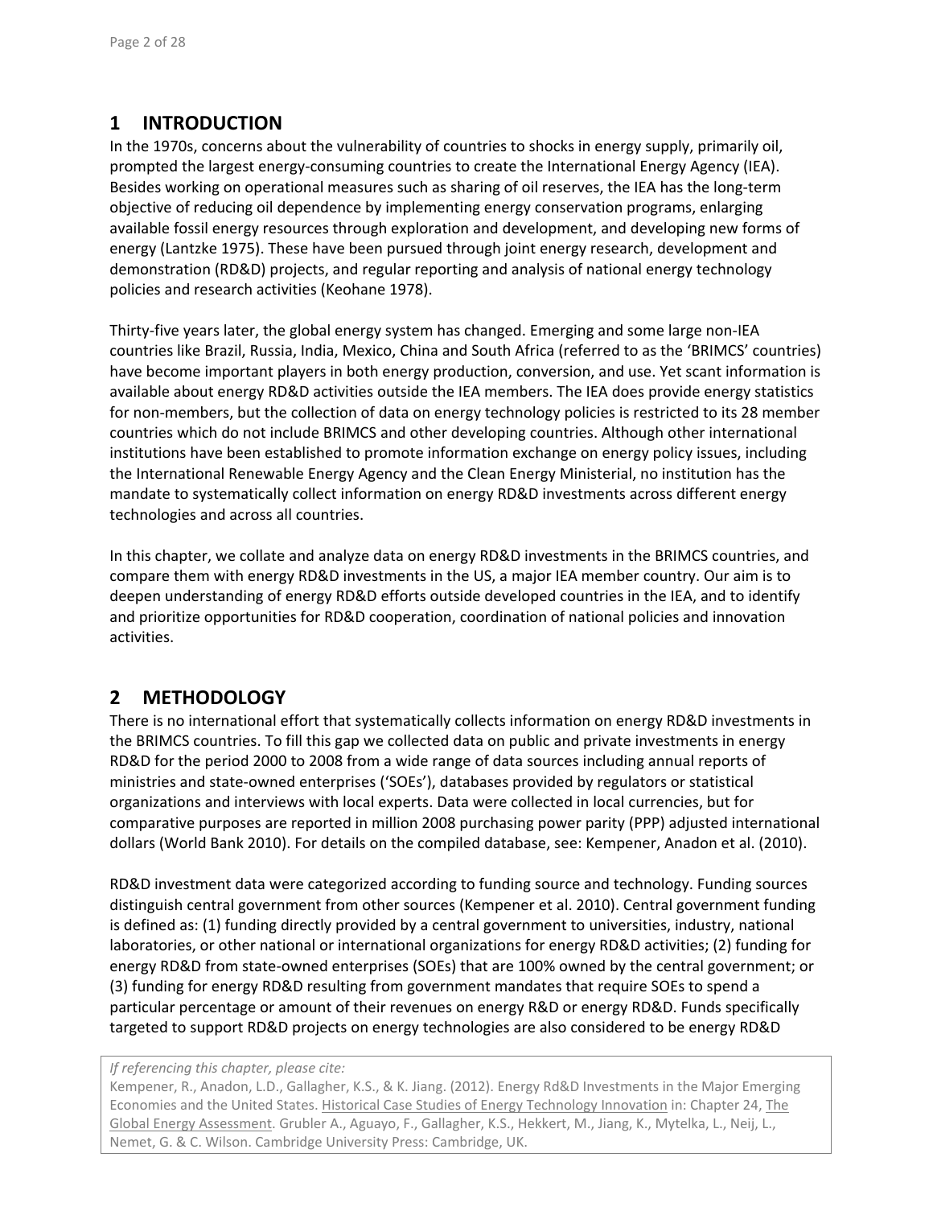## 1 INTRODUCTION

In the 1970s, concerns about the vulnerability of countries to shocks in energy supply, primarily oil, prompted the largest energy-consuming countries to create the International Energy Agency (IEA). Besides working on operational measures such as sharing of oil reserves, the IEA has the long-term objective of reducing oil dependence by implementing energy conservation programs, enlarging available fossil energy resources through exploration and development, and developing new forms of energy (Lantzke 1975). These have been pursued through joint energy research, development and demonstration (RD&D) projects, and regular reporting and analysis of national energy technology policies and research activities (Keohane 1978).

Thirty-five years later, the global energy system has changed. Emerging and some large non-IEA countries like Brazil, Russia, India, Mexico, China and South Africa (referred to as the 'BRIMCS' countries) have become important players in both energy production, conversion, and use. Yet scant information is available about energy RD&D activities outside the IEA members. The IEA does provide energy statistics for non-members, but the collection of data on energy technology policies is restricted to its 28 member countries which do not include BRIMCS and other developing countries. Although other international institutions have been established to promote information exchange on energy policy issues, including the International Renewable Energy Agency and the Clean Energy Ministerial, no institution has the mandate to systematically collect information on energy RD&D investments across different energy technologies and across all countries.

In this chapter, we collate and analyze data on energy RD&D investments in the BRIMCS countries, and compare them with energy RD&D investments in the US, a major IEA member country. Our aim is to deepen understanding of energy RD&D efforts outside developed countries in the IEA, and to identify and prioritize opportunities for RD&D cooperation, coordination of national policies and innovation activities.

## 2 METHODOLOGY

There is no international effort that systematically collects information on energy RD&D investments in the BRIMCS countries. To fill this gap we collected data on public and private investments in energy RD&D for the period 2000 to 2008 from a wide range of data sources including annual reports of ministries and state-owned enterprises ('SOEs'), databases provided by regulators or statistical organizations and interviews with local experts. Data were collected in local currencies, but for comparative purposes are reported in million 2008 purchasing power parity (PPP) adjusted international dollars (World Bank 2010). For details on the compiled database, see: Kempener, Anadon et al. (2010).

RD&D investment data were categorized according to funding source and technology. Funding sources distinguish central government from other sources (Kempener et al. 2010). Central government funding is defined as: (1) funding directly provided by a central government to universities, industry, national laboratories, or other national or international organizations for energy RD&D activities; (2) funding for energy RD&D from state-owned enterprises (SOEs) that are 100% owned by the central government; or (3) funding for energy RD&D resulting from government mandates that require SOEs to spend a particular percentage or amount of their revenues on energy R&D or energy RD&D. Funds specifically targeted to support RD&D projects on energy technologies are also considered to be energy RD&D

*If referencing this chapter, please cite:*
Kempener, R., Anadon, L.D., Gallagher, K.S., & K. Jiang. (2012). Energy Rd&D Investments in the Major Emerging Economies and the United States. Historical Case Studies of Energy Technology Innovation in: Chapter 24, The Global Energy Assessment. Grubler A., Aguayo, F., Gallagher, K.S., Hekkert, M., Jiang, K., Mytelka, L., Neij, L., Nemet, G. & C. Wilson. Cambridge University Press: Cambridge, UK.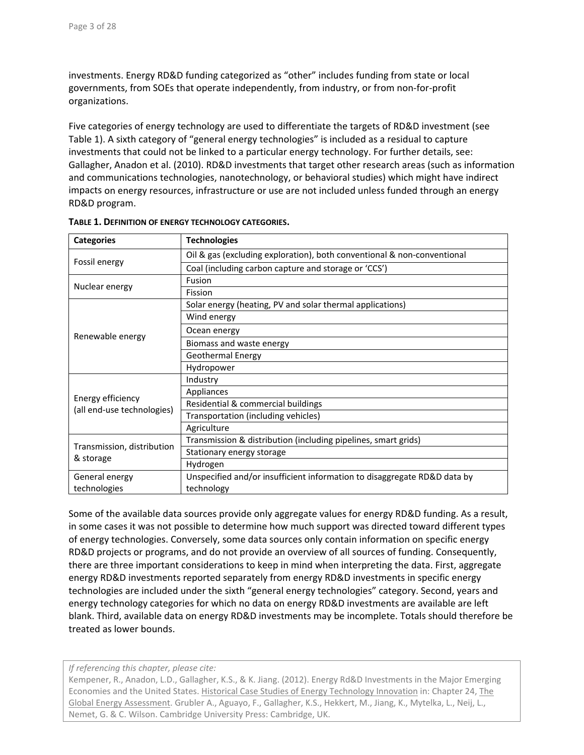investments. Energy RD&D funding categorized as "other" includes funding from state or local governments, from SOEs that operate independently, from industry, or from non-for-profit organizations.

Five categories of energy technology are used to differentiate the targets of RD&D investment (see Table 1). A sixth category of "general energy technologies" is included as a residual to capture investments that could not be linked to a particular energy technology. For further details, see: Gallagher, Anadon et al. (2010). RD&D investments that target other research areas (such as information and communications technologies, nanotechnology, or behavioral studies) which might have indirect impacts on energy resources, infrastructure or use are not included unless funded through an energy RD&D program.

**TABLE 1. DEFINITION OF ENERGY TECHNOLOGY CATEGORIES.**

| Categories | Technologies |
|---|---|
| Fossil energy | Oil & gas (excluding exploration), both conventional & non-conventional |
| | Coal (including carbon capture and storage or 'CCS') |
| Nuclear energy | Fusion |
| | Fission |
| Renewable energy | Solar energy (heating, PV and solar thermal applications) |
| | Wind energy |
| | Ocean energy |
| | Biomass and waste energy |
| | Geothermal Energy |
| | Hydropower |
| Energy efficiency (all end-use technologies) | Industry |
| | Appliances |
| | Residential & commercial buildings |
| | Transportation (including vehicles) |
| | Agriculture |
| Transmission, distribution & storage | Transmission & distribution (including pipelines, smart grids) |
| | Stationary energy storage |
| | Hydrogen |
| General energy technologies | Unspecified and/or insufficient information to disaggregate RD&D data by technology |

Some of the available data sources provide only aggregate values for energy RD&D funding. As a result, in some cases it was not possible to determine how much support was directed toward different types of energy technologies. Conversely, some data sources only contain information on specific energy RD&D projects or programs, and do not provide an overview of all sources of funding. Consequently, there are three important considerations to keep in mind when interpreting the data. First, aggregate energy RD&D investments reported separately from energy RD&D investments in specific energy technologies are included under the sixth "general energy technologies" category. Second, years and energy technology categories for which no data on energy RD&D investments are available are left blank. Third, available data on energy RD&D investments may be incomplete. Totals should therefore be treated as lower bounds.

*If referencing this chapter, please cite:*
Kempener, R., Anadon, L.D., Gallagher, K.S., & K. Jiang. (2012). Energy Rd&D Investments in the Major Emerging Economies and the United States. Historical Case Studies of Energy Technology Innovation in: Chapter 24, The Global Energy Assessment. Grubler A., Aguayo, F., Gallagher, K.S., Hekkert, M., Jiang, K., Mytelka, L., Neij, L., Nemet, G. & C. Wilson. Cambridge University Press: Cambridge, UK.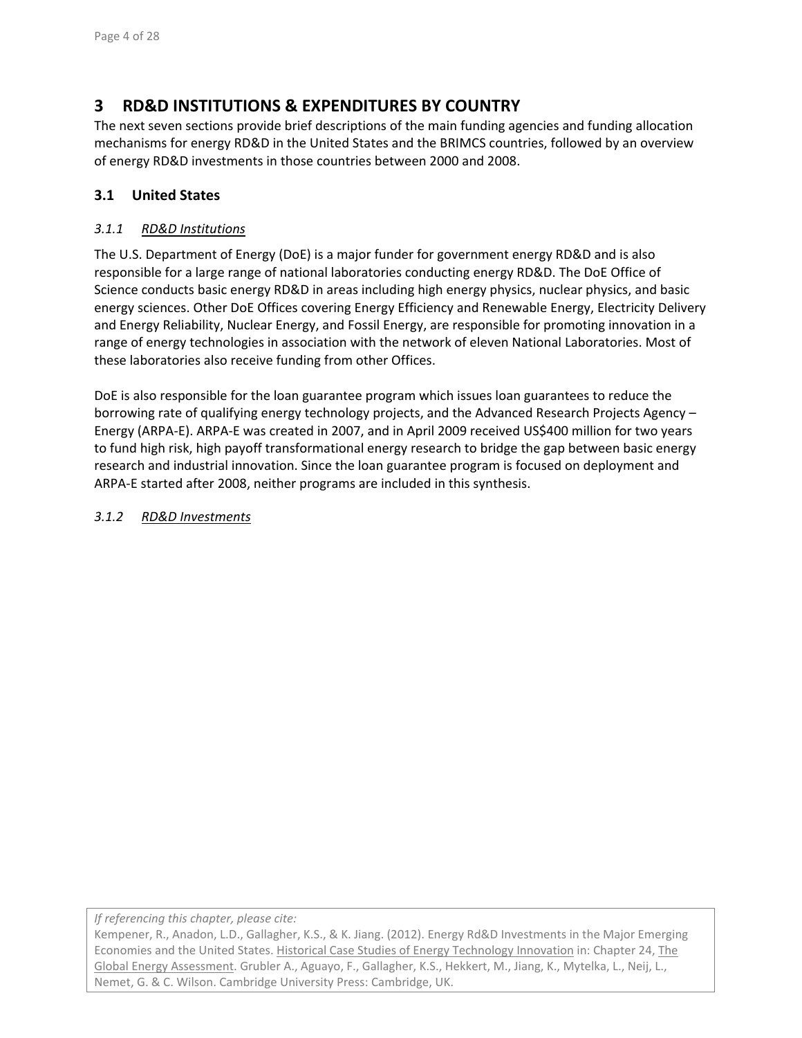# 3 RD&D INSTITUTIONS & EXPENDITURES BY COUNTRY

The next seven sections provide brief descriptions of the main funding agencies and funding allocation mechanisms for energy RD&D in the United States and the BRIMCS countries, followed by an overview of energy RD&D investments in those countries between 2000 and 2008.

## 3.1 United States

### *3.1.1 RD&D Institutions*

The U.S. Department of Energy (DoE) is a major funder for government energy RD&D and is also responsible for a large range of national laboratories conducting energy RD&D. The DoE Office of Science conducts basic energy RD&D in areas including high energy physics, nuclear physics, and basic energy sciences. Other DoE Offices covering Energy Efficiency and Renewable Energy, Electricity Delivery and Energy Reliability, Nuclear Energy, and Fossil Energy, are responsible for promoting innovation in a range of energy technologies in association with the network of eleven National Laboratories. Most of these laboratories also receive funding from other Offices.

DoE is also responsible for the loan guarantee program which issues loan guarantees to reduce the borrowing rate of qualifying energy technology projects, and the Advanced Research Projects Agency – Energy (ARPA-E). ARPA-E was created in 2007, and in April 2009 received US$400 million for two years to fund high risk, high payoff transformational energy research to bridge the gap between basic energy research and industrial innovation. Since the loan guarantee program is focused on deployment and ARPA-E started after 2008, neither programs are included in this synthesis.

### *3.1.2 RD&D Investments*

*If referencing this chapter, please cite:*
Kempener, R., Anadon, L.D., Gallagher, K.S., & K. Jiang. (2012). Energy Rd&D Investments in the Major Emerging Economies and the United States. Historical Case Studies of Energy Technology Innovation in: Chapter 24, The Global Energy Assessment. Grubler A., Aguayo, F., Gallagher, K.S., Hekkert, M., Jiang, K., Mytelka, L., Neij, L., Nemet, G. & C. Wilson. Cambridge University Press: Cambridge, UK.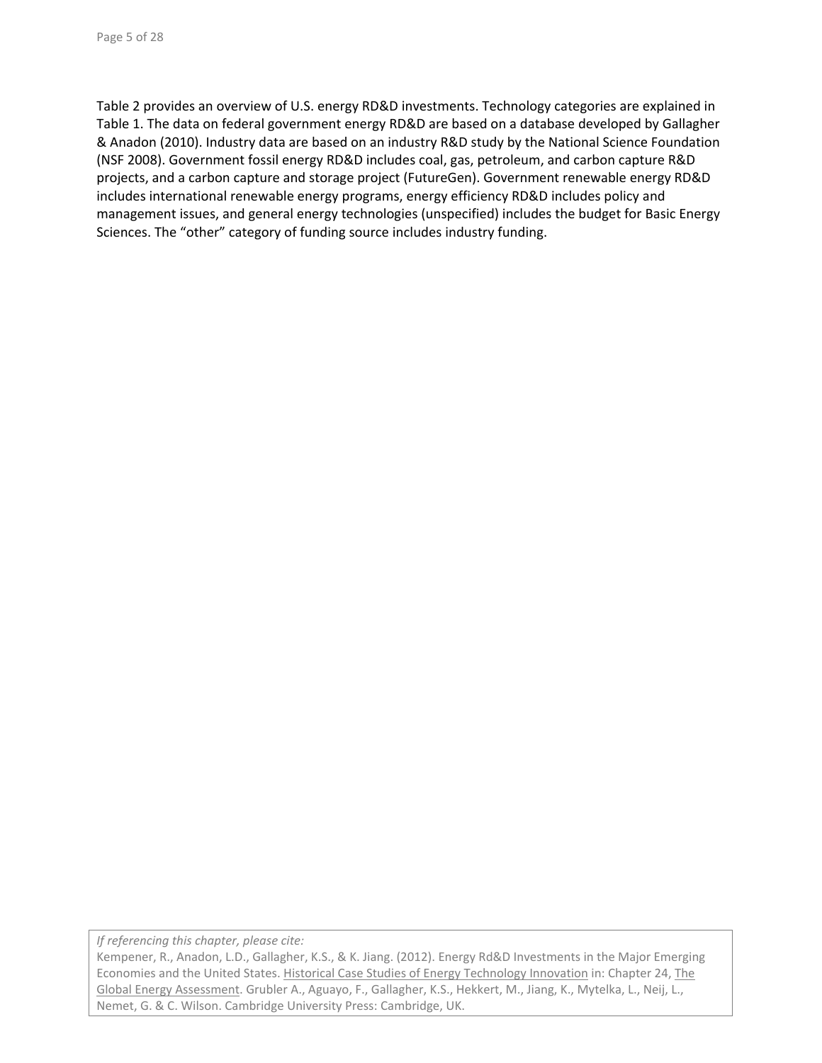Table 2 provides an overview of U.S. energy RD&D investments. Technology categories are explained in Table 1. The data on federal government energy RD&D are based on a database developed by Gallagher & Anadon (2010). Industry data are based on an industry R&D study by the National Science Foundation (NSF 2008). Government fossil energy RD&D includes coal, gas, petroleum, and carbon capture R&D projects, and a carbon capture and storage project (FutureGen). Government renewable energy RD&D includes international renewable energy programs, energy efficiency RD&D includes policy and management issues, and general energy technologies (unspecified) includes the budget for Basic Energy Sciences. The "other" category of funding source includes industry funding.

*If referencing this chapter, please cite:*
Kempener, R., Anadon, L.D., Gallagher, K.S., & K. Jiang. (2012). Energy Rd&D Investments in the Major Emerging Economies and the United States. Historical Case Studies of Energy Technology Innovation in: Chapter 24, The Global Energy Assessment. Grubler A., Aguayo, F., Gallagher, K.S., Hekkert, M., Jiang, K., Mytelka, L., Neij, L., Nemet, G. & C. Wilson. Cambridge University Press: Cambridge, UK.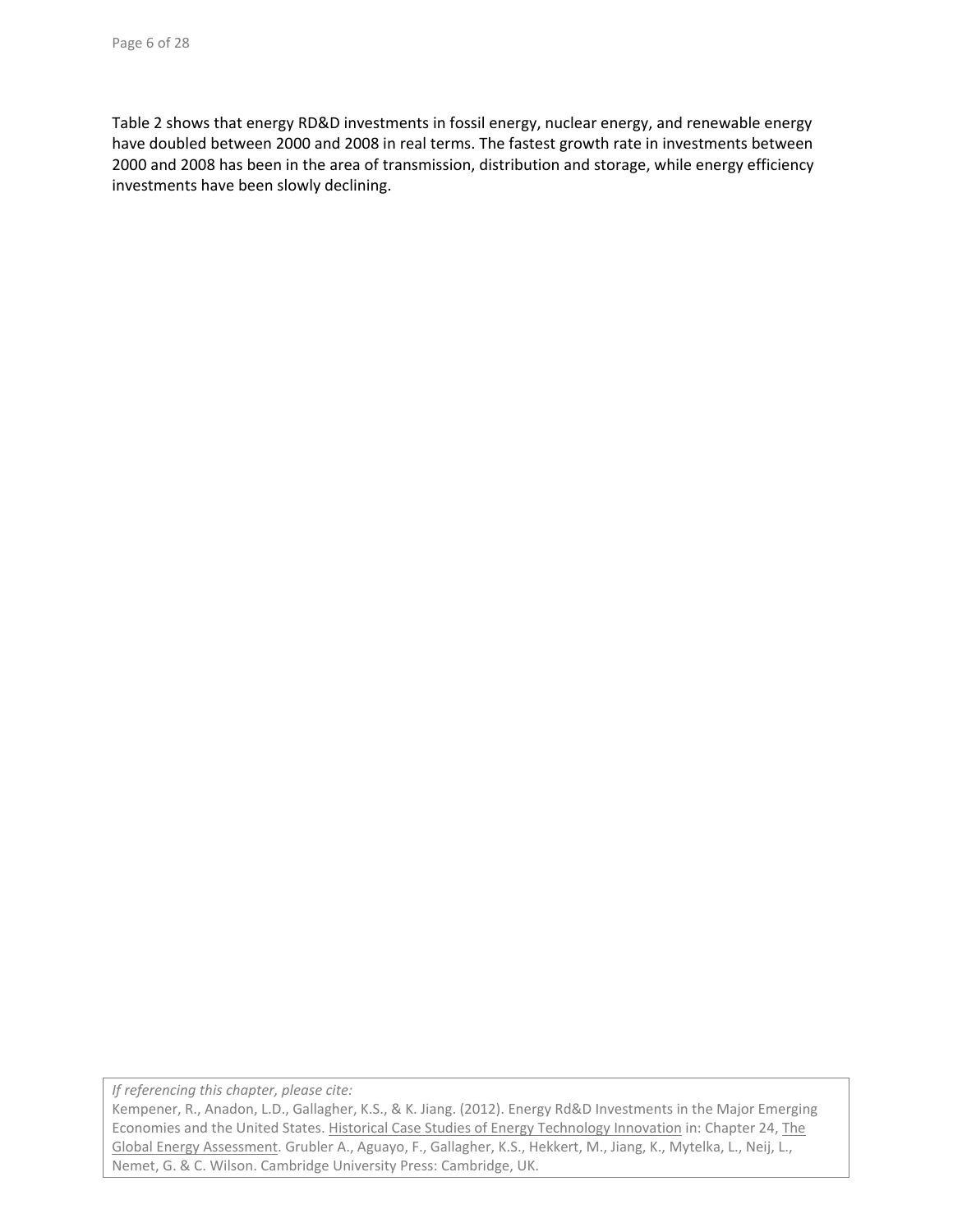Table 2 shows that energy RD&D investments in fossil energy, nuclear energy, and renewable energy have doubled between 2000 and 2008 in real terms. The fastest growth rate in investments between 2000 and 2008 has been in the area of transmission, distribution and storage, while energy efficiency investments have been slowly declining.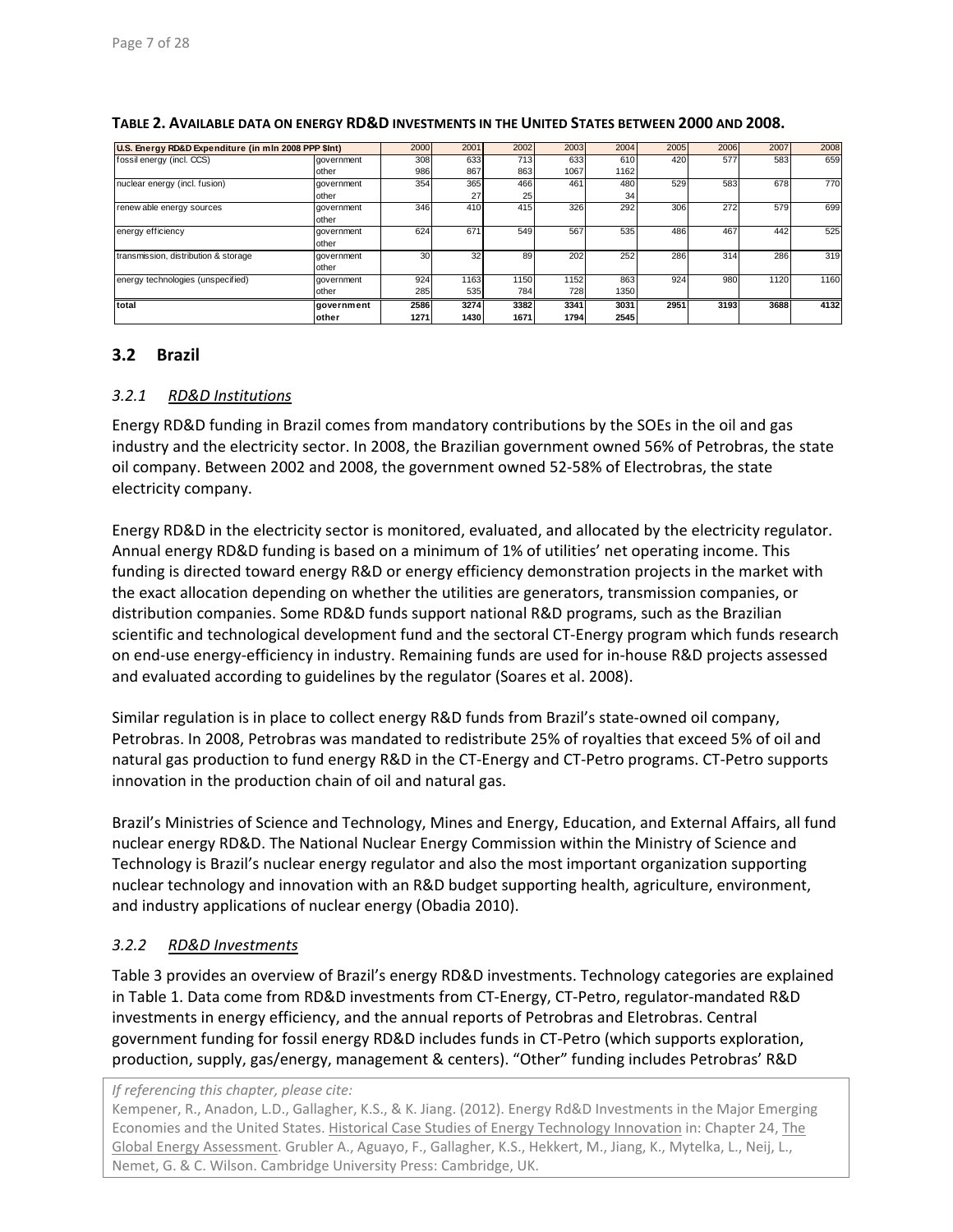**TABLE 2. AVAILABLE DATA ON ENERGY RD&D INVESTMENTS IN THE UNITED STATES BETWEEN 2000 AND 2008.**

| U.S. Energy RD&D Expenditure (in mln 2008 PPP $Int) | | 2000 | 2001 | 2002 | 2003 | 2004 | 2005 | 2006 | 2007 | 2008 |
|---|---|---|---|---|---|---|---|---|---|---|
| fossil energy (incl. CCS) | government | 308 | 633 | 713 | 633 | 610 | 420 | 577 | 583 | 659 |
| | other | 986 | 867 | 863 | 1067 | 1162 | | | | |
| nuclear energy (incl. fusion) | government | 354 | 365 | 466 | 461 | 480 | 529 | 583 | 678 | 770 |
| | other | | 27 | 25 | | 34 | | | | |
| renewable energy sources | government | 346 | 410 | 415 | 326 | 292 | 306 | 272 | 579 | 699 |
| | other | | | | | | | | | |
| energy efficiency | government | 624 | 671 | 549 | 567 | 535 | 486 | 467 | 442 | 525 |
| | other | | | | | | | | | |
| transmission, distribution & storage | government | 30 | 32 | 89 | 202 | 252 | 286 | 314 | 286 | 319 |
| | other | | | | | | | | | |
| energy technologies (unspecified) | government | 924 | 1163 | 1150 | 1152 | 863 | 924 | 980 | 1120 | 1160 |
| | other | 285 | 535 | 784 | 728 | 1350 | | | | |
| **total** | **government** | **2586** | **3274** | **3382** | **3341** | **3031** | **2951** | **3193** | **3688** | **4132** |
| | **other** | **1271** | **1430** | **1671** | **1794** | **2545** | | | | |

## 3.2 Brazil

### *3.2.1 RD&D Institutions*

Energy RD&D funding in Brazil comes from mandatory contributions by the SOEs in the oil and gas industry and the electricity sector. In 2008, the Brazilian government owned 56% of Petrobras, the state oil company. Between 2002 and 2008, the government owned 52-58% of Electrobras, the state electricity company.

Energy RD&D in the electricity sector is monitored, evaluated, and allocated by the electricity regulator. Annual energy RD&D funding is based on a minimum of 1% of utilities' net operating income. This funding is directed toward energy R&D or energy efficiency demonstration projects in the market with the exact allocation depending on whether the utilities are generators, transmission companies, or distribution companies. Some RD&D funds support national R&D programs, such as the Brazilian scientific and technological development fund and the sectoral CT-Energy program which funds research on end-use energy-efficiency in industry. Remaining funds are used for in-house R&D projects assessed and evaluated according to guidelines by the regulator (Soares et al. 2008).

Similar regulation is in place to collect energy R&D funds from Brazil's state-owned oil company, Petrobras. In 2008, Petrobras was mandated to redistribute 25% of royalties that exceed 5% of oil and natural gas production to fund energy R&D in the CT-Energy and CT-Petro programs. CT-Petro supports innovation in the production chain of oil and natural gas.

Brazil's Ministries of Science and Technology, Mines and Energy, Education, and External Affairs, all fund nuclear energy RD&D. The National Nuclear Energy Commission within the Ministry of Science and Technology is Brazil's nuclear energy regulator and also the most important organization supporting nuclear technology and innovation with an R&D budget supporting health, agriculture, environment, and industry applications of nuclear energy (Obadia 2010).

### *3.2.2 RD&D Investments*

Table 3 provides an overview of Brazil's energy RD&D investments. Technology categories are explained in Table 1. Data come from RD&D investments from CT-Energy, CT-Petro, regulator-mandated R&D investments in energy efficiency, and the annual reports of Petrobras and Eletrobras. Central government funding for fossil energy RD&D includes funds in CT-Petro (which supports exploration, production, supply, gas/energy, management & centers). "Other" funding includes Petrobras' R&D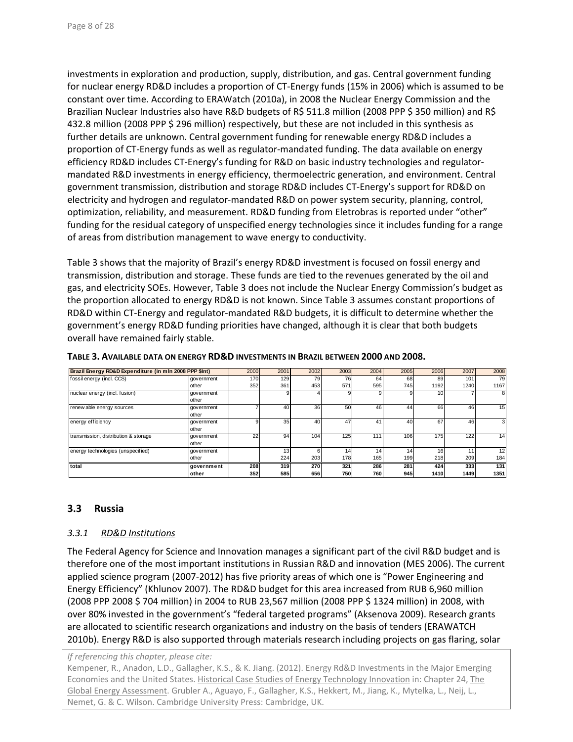investments in exploration and production, supply, distribution, and gas. Central government funding for nuclear energy RD&D includes a proportion of CT-Energy funds (15% in 2006) which is assumed to be constant over time. According to ERAWatch (2010a), in 2008 the Nuclear Energy Commission and the Brazilian Nuclear Industries also have R&D budgets of R$ 511.8 million (2008 PPP $ 350 million) and R$ 432.8 million (2008 PPP $ 296 million) respectively, but these are not included in this synthesis as further details are unknown. Central government funding for renewable energy RD&D includes a proportion of CT-Energy funds as well as regulator-mandated funding. The data available on energy efficiency RD&D includes CT-Energy's funding for R&D on basic industry technologies and regulator-mandated R&D investments in energy efficiency, thermoelectric generation, and environment. Central government transmission, distribution and storage RD&D includes CT-Energy's support for RD&D on electricity and hydrogen and regulator-mandated R&D on power system security, planning, control, optimization, reliability, and measurement. RD&D funding from Eletrobras is reported under "other" funding for the residual category of unspecified energy technologies since it includes funding for a range of areas from distribution management to wave energy to conductivity.

Table 3 shows that the majority of Brazil's energy RD&D investment is focused on fossil energy and transmission, distribution and storage. These funds are tied to the revenues generated by the oil and gas, and electricity SOEs. However, Table 3 does not include the Nuclear Energy Commission's budget as the proportion allocated to energy RD&D is not known. Since Table 3 assumes constant proportions of RD&D within CT-Energy and regulator-mandated R&D budgets, it is difficult to determine whether the government's energy RD&D funding priorities have changed, although it is clear that both budgets overall have remained fairly stable.

**TABLE 3. AVAILABLE DATA ON ENERGY RD&D INVESTMENTS IN BRAZIL BETWEEN 2000 AND 2008.**

| Brazil Energy RD&D Expenditure (in mln 2008 PPP $Int) | | 2000 | 2001 | 2002 | 2003 | 2004 | 2005 | 2006 | 2007 | 2008 |
|---|---|---|---|---|---|---|---|---|---|---|
| fossil energy (incl. CCS) | government | 170 | 129 | 79 | 76 | 64 | 68 | 89 | 101 | 79 |
| | other | 352 | 361 | 453 | 571 | 595 | 745 | 1192 | 1240 | 1167 |
| nuclear energy (incl. fusion) | government | | 9 | 4 | 9 | 9 | 9 | 10 | 7 | 8 |
| | other | | | | | | | | | |
| renewable energy sources | government | 7 | 40 | 36 | 50 | 46 | 44 | 66 | 46 | 15 |
| | other | | | | | | | | | |
| energy efficiency | government | 9 | 35 | 40 | 47 | 41 | 40 | 67 | 46 | 3 |
| | other | | | | | | | | | |
| transmission, distribution & storage | government | 22 | 94 | 104 | 125 | 111 | 106 | 175 | 122 | 14 |
| | other | | | | | | | | | |
| energy technologies (unspecified) | government | | 13 | 6 | 14 | 14 | 14 | 16 | 11 | 12 |
| | other | | 224 | 203 | 178 | 165 | 199 | 218 | 209 | 184 |
| **total** | **government** | **208** | **319** | **270** | **321** | **286** | **281** | **424** | **333** | **131** |
| | **other** | **352** | **585** | **656** | **750** | **760** | **945** | **1410** | **1449** | **1351** |

## 3.3 Russia

### *3.3.1 RD&D Institutions*

The Federal Agency for Science and Innovation manages a significant part of the civil R&D budget and is therefore one of the most important institutions in Russian R&D and innovation (MES 2006). The current applied science program (2007-2012) has five priority areas of which one is "Power Engineering and Energy Efficiency" (Khlunov 2007). The RD&D budget for this area increased from RUB 6,960 million (2008 PPP 2008 $ 704 million) in 2004 to RUB 23,567 million (2008 PPP $ 1324 million) in 2008, with over 80% invested in the government's "federal targeted programs" (Aksenova 2009). Research grants are allocated to scientific research organizations and industry on the basis of tenders (ERAWATCH 2010b). Energy R&D is also supported through materials research including projects on gas flaring, solar

*If referencing this chapter, please cite:*
Kempener, R., Anadon, L.D., Gallagher, K.S., & K. Jiang. (2012). Energy Rd&D Investments in the Major Emerging Economies and the United States. Historical Case Studies of Energy Technology Innovation in: Chapter 24, The Global Energy Assessment. Grubler A., Aguayo, F., Gallagher, K.S., Hekkert, M., Jiang, K., Mytelka, L., Neij, L., Nemet, G. & C. Wilson. Cambridge University Press: Cambridge, UK.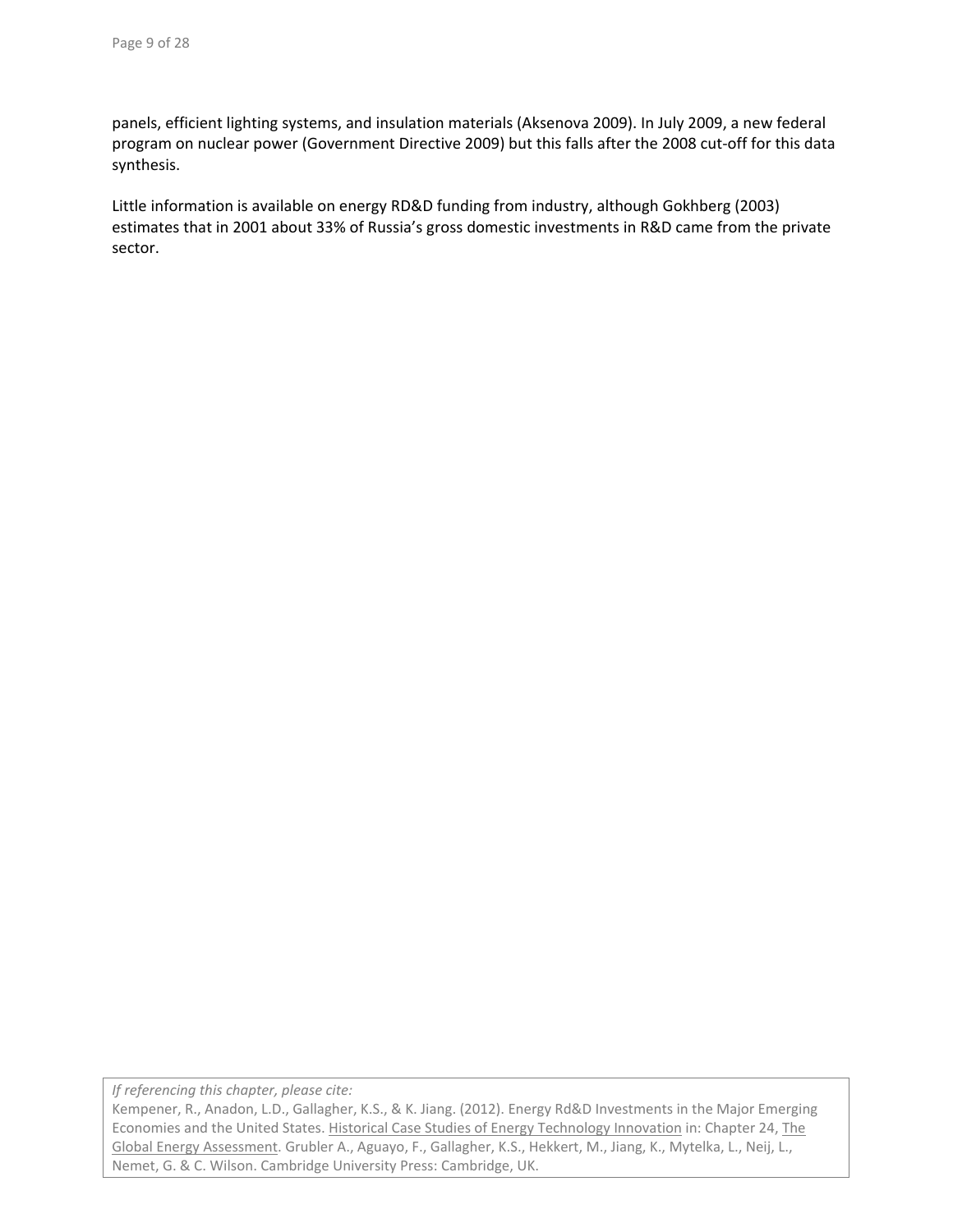panels, efficient lighting systems, and insulation materials (Aksenova 2009). In July 2009, a new federal program on nuclear power (Government Directive 2009) but this falls after the 2008 cut-off for this data synthesis.

Little information is available on energy RD&D funding from industry, although Gokhberg (2003) estimates that in 2001 about 33% of Russia's gross domestic investments in R&D came from the private sector.

*If referencing this chapter, please cite:*
Kempener, R., Anadon, L.D., Gallagher, K.S., & K. Jiang. (2012). Energy Rd&D Investments in the Major Emerging Economies and the United States. Historical Case Studies of Energy Technology Innovation in: Chapter 24, The Global Energy Assessment. Grubler A., Aguayo, F., Gallagher, K.S., Hekkert, M., Jiang, K., Mytelka, L., Neij, L., Nemet, G. & C. Wilson. Cambridge University Press: Cambridge, UK.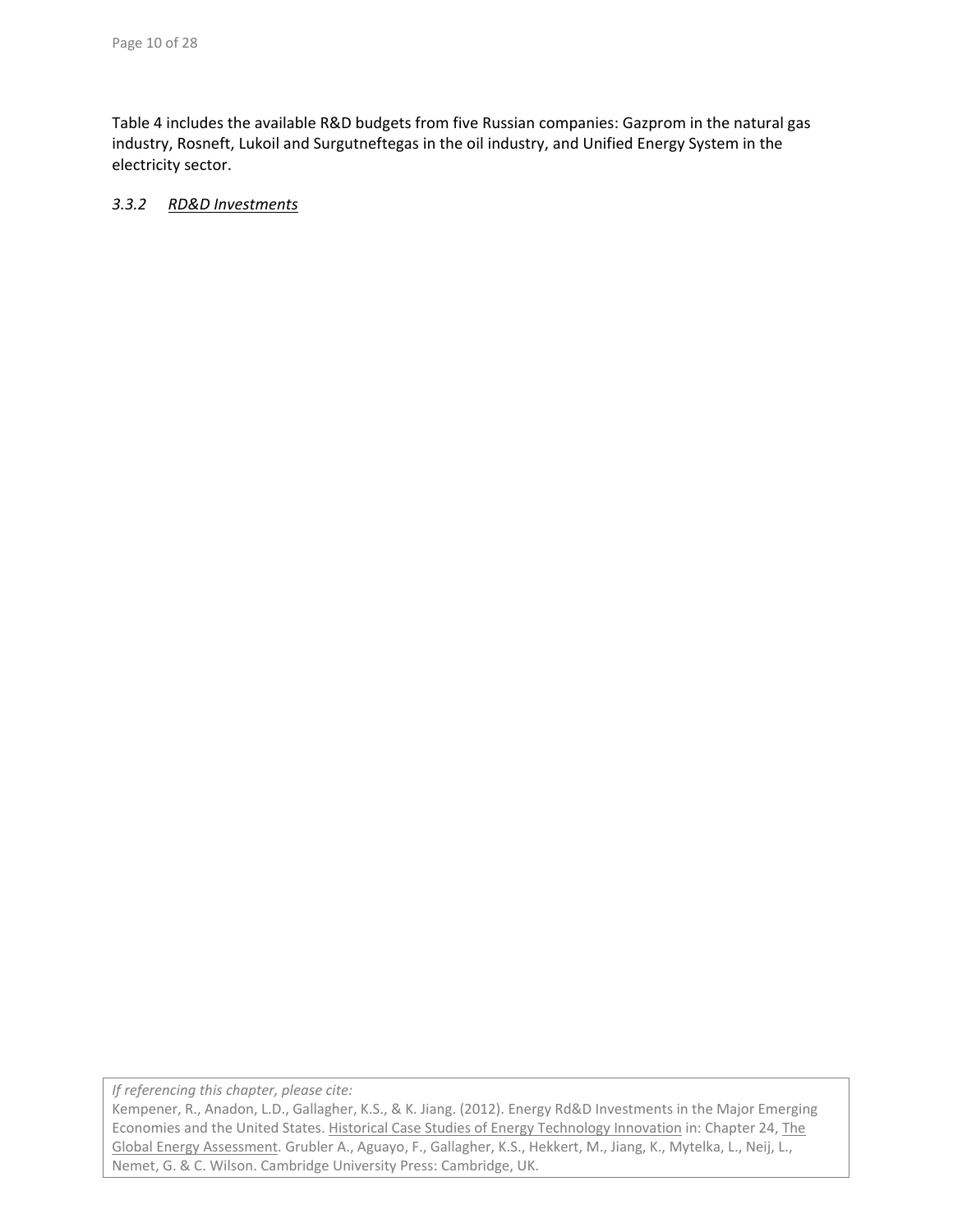Table 4 includes the available R&D budgets from five Russian companies: Gazprom in the natural gas industry, Rosneft, Lukoil and Surgutneftegas in the oil industry, and Unified Energy System in the electricity sector.

### *3.3.2 RD&D Investments*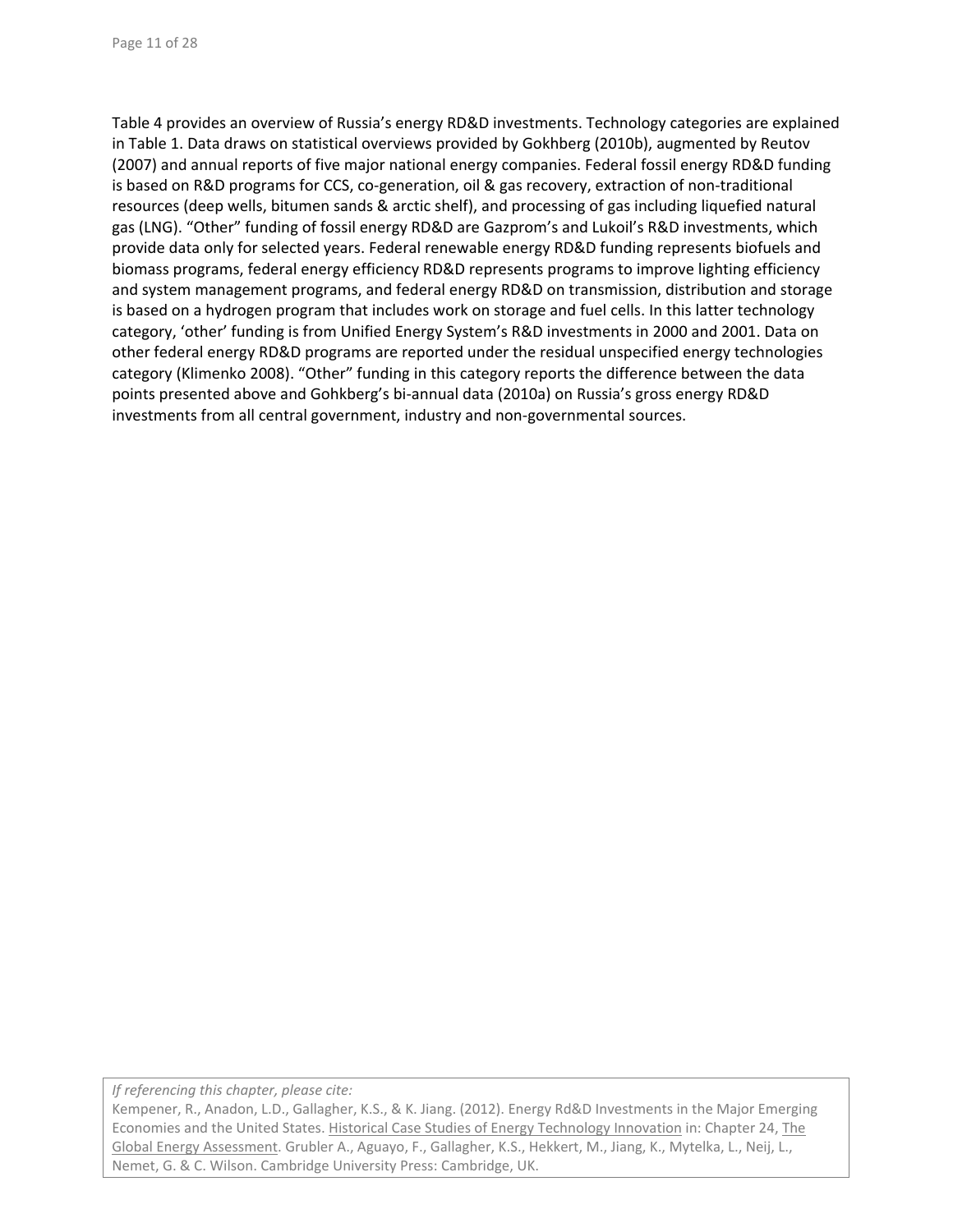Table 4 provides an overview of Russia's energy RD&D investments. Technology categories are explained in Table 1. Data draws on statistical overviews provided by Gokhberg (2010b), augmented by Reutov (2007) and annual reports of five major national energy companies. Federal fossil energy RD&D funding is based on R&D programs for CCS, co-generation, oil & gas recovery, extraction of non-traditional resources (deep wells, bitumen sands & arctic shelf), and processing of gas including liquefied natural gas (LNG). "Other" funding of fossil energy RD&D are Gazprom's and Lukoil's R&D investments, which provide data only for selected years. Federal renewable energy RD&D funding represents biofuels and biomass programs, federal energy efficiency RD&D represents programs to improve lighting efficiency and system management programs, and federal energy RD&D on transmission, distribution and storage is based on a hydrogen program that includes work on storage and fuel cells. In this latter technology category, 'other' funding is from Unified Energy System's R&D investments in 2000 and 2001. Data on other federal energy RD&D programs are reported under the residual unspecified energy technologies category (Klimenko 2008). "Other" funding in this category reports the difference between the data points presented above and Gohkberg's bi-annual data (2010a) on Russia's gross energy RD&D investments from all central government, industry and non-governmental sources.

*If referencing this chapter, please cite:*
Kempener, R., Anadon, L.D., Gallagher, K.S., & K. Jiang. (2012). Energy Rd&D Investments in the Major Emerging Economies and the United States. Historical Case Studies of Energy Technology Innovation in: Chapter 24, The Global Energy Assessment. Grubler A., Aguayo, F., Gallagher, K.S., Hekkert, M., Jiang, K., Mytelka, L., Neij, L., Nemet, G. & C. Wilson. Cambridge University Press: Cambridge, UK.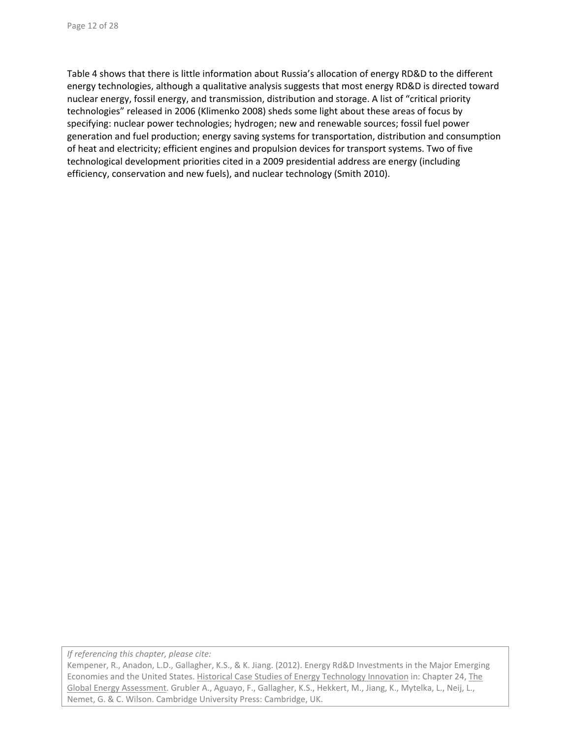Table 4 shows that there is little information about Russia's allocation of energy RD&D to the different energy technologies, although a qualitative analysis suggests that most energy RD&D is directed toward nuclear energy, fossil energy, and transmission, distribution and storage. A list of "critical priority technologies" released in 2006 (Klimenko 2008) sheds some light about these areas of focus by specifying: nuclear power technologies; hydrogen; new and renewable sources; fossil fuel power generation and fuel production; energy saving systems for transportation, distribution and consumption of heat and electricity; efficient engines and propulsion devices for transport systems. Two of five technological development priorities cited in a 2009 presidential address are energy (including efficiency, conservation and new fuels), and nuclear technology (Smith 2010).

*If referencing this chapter, please cite:*
Kempener, R., Anadon, L.D., Gallagher, K.S., & K. Jiang. (2012). Energy Rd&D Investments in the Major Emerging Economies and the United States. Historical Case Studies of Energy Technology Innovation in: Chapter 24, The Global Energy Assessment. Grubler A., Aguayo, F., Gallagher, K.S., Hekkert, M., Jiang, K., Mytelka, L., Neij, L., Nemet, G. & C. Wilson. Cambridge University Press: Cambridge, UK.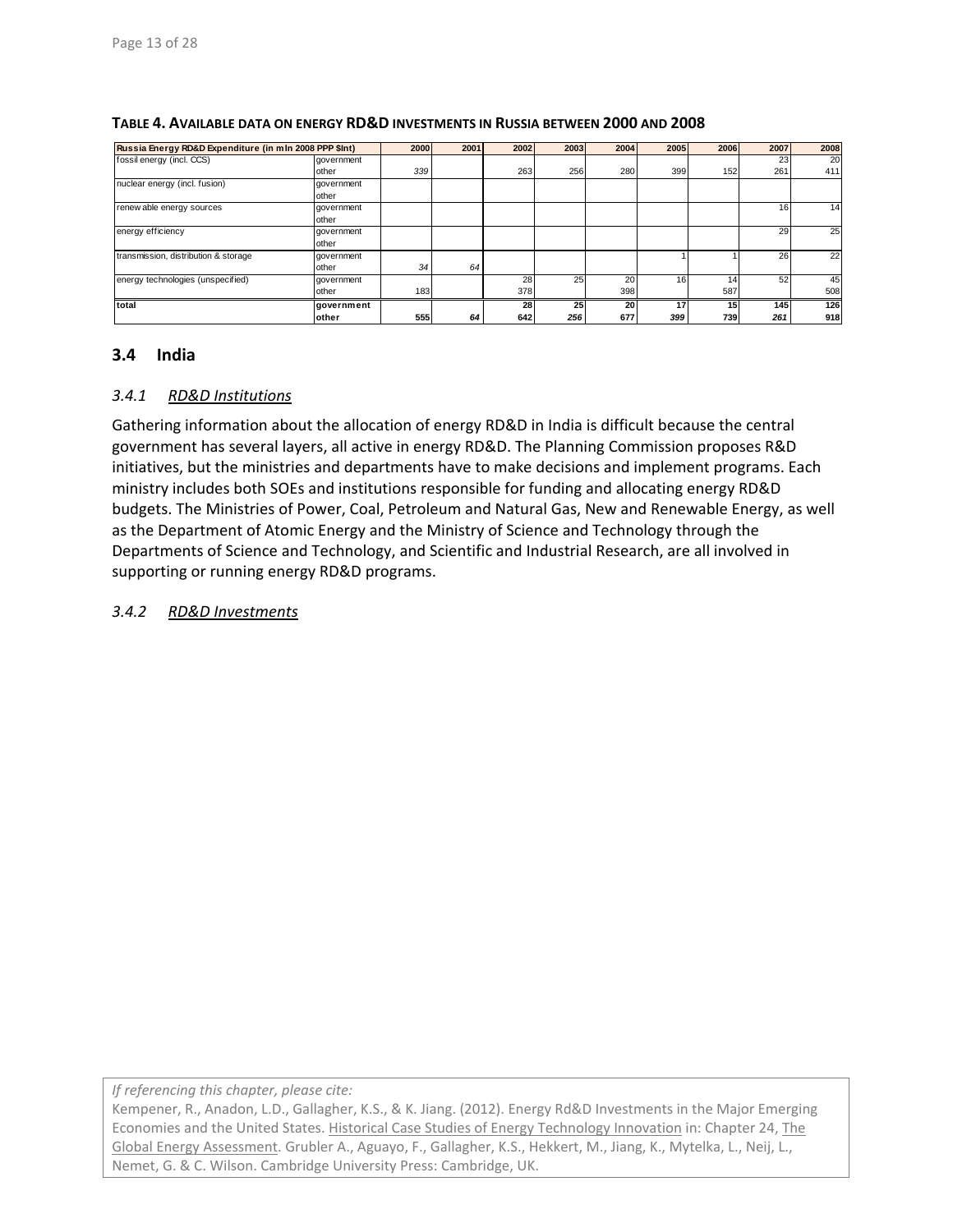**TABLE 4. AVAILABLE DATA ON ENERGY RD&D INVESTMENTS IN RUSSIA BETWEEN 2000 AND 2008**

| Russia Energy RD&D Expenditure (in mln 2008 PPP $Int) | | 2000 | 2001 | 2002 | 2003 | 2004 | 2005 | 2006 | 2007 | 2008 |
|---|---|---|---|---|---|---|---|---|---|---|
| fossil energy (incl. CCS) | government | | | | | | | | 23 | 20 |
| | other | *339* | | 263 | 256 | 280 | 399 | 152 | 261 | 411 |
| nuclear energy (incl. fusion) | government | | | | | | | | | |
| | other | | | | | | | | | |
| renewable energy sources | government | | | | | | | | 16 | 14 |
| | other | | | | | | | | | |
| energy efficiency | government | | | | | | | | 29 | 25 |
| | other | | | | | | | | | |
| transmission, distribution & storage | government | | | | | | 1 | 1 | 26 | 22 |
| | other | *34* | *64* | | | | | | | |
| energy technologies (unspecified) | government | | | 28 | 25 | 20 | 16 | 14 | 52 | 45 |
| | other | 183 | | 378 | | 398 | | 587 | | 508 |
| **total** | **government** | | | **28** | **25** | **20** | **17** | **15** | **145** | **126** |
| | **other** | **555** | ***64*** | **642** | ***256*** | **677** | ***399*** | **739** | ***261*** | **918** |

## 3.4 India

### *3.4.1 RD&D Institutions*

Gathering information about the allocation of energy RD&D in India is difficult because the central government has several layers, all active in energy RD&D. The Planning Commission proposes R&D initiatives, but the ministries and departments have to make decisions and implement programs. Each ministry includes both SOEs and institutions responsible for funding and allocating energy RD&D budgets. The Ministries of Power, Coal, Petroleum and Natural Gas, New and Renewable Energy, as well as the Department of Atomic Energy and the Ministry of Science and Technology through the Departments of Science and Technology, and Scientific and Industrial Research, are all involved in supporting or running energy RD&D programs.

### *3.4.2 RD&D Investments*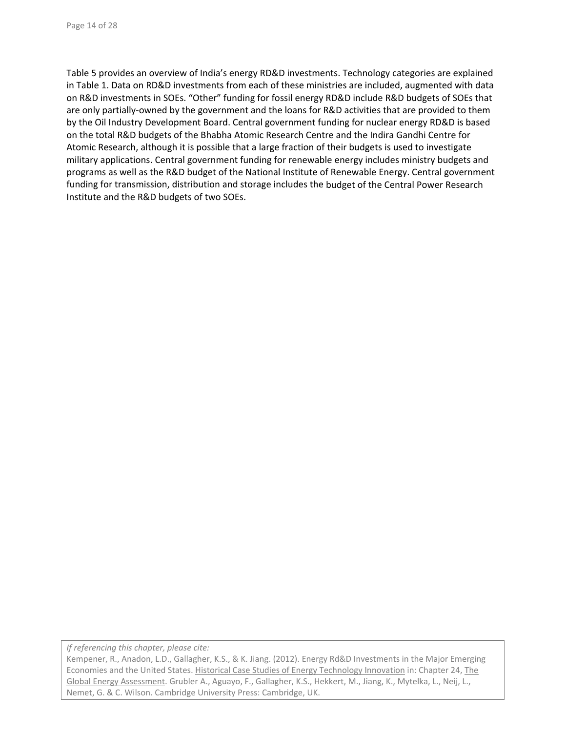Table 5 provides an overview of India's energy RD&D investments. Technology categories are explained in Table 1. Data on RD&D investments from each of these ministries are included, augmented with data on R&D investments in SOEs. "Other" funding for fossil energy RD&D include R&D budgets of SOEs that are only partially-owned by the government and the loans for R&D activities that are provided to them by the Oil Industry Development Board. Central government funding for nuclear energy RD&D is based on the total R&D budgets of the Bhabha Atomic Research Centre and the Indira Gandhi Centre for Atomic Research, although it is possible that a large fraction of their budgets is used to investigate military applications. Central government funding for renewable energy includes ministry budgets and programs as well as the R&D budget of the National Institute of Renewable Energy. Central government funding for transmission, distribution and storage includes the budget of the Central Power Research Institute and the R&D budgets of two SOEs.

*If referencing this chapter, please cite:*
Kempener, R., Anadon, L.D., Gallagher, K.S., & K. Jiang. (2012). Energy Rd&D Investments in the Major Emerging Economies and the United States. Historical Case Studies of Energy Technology Innovation in: Chapter 24, The Global Energy Assessment. Grubler A., Aguayo, F., Gallagher, K.S., Hekkert, M., Jiang, K., Mytelka, L., Neij, L., Nemet, G. & C. Wilson. Cambridge University Press: Cambridge, UK.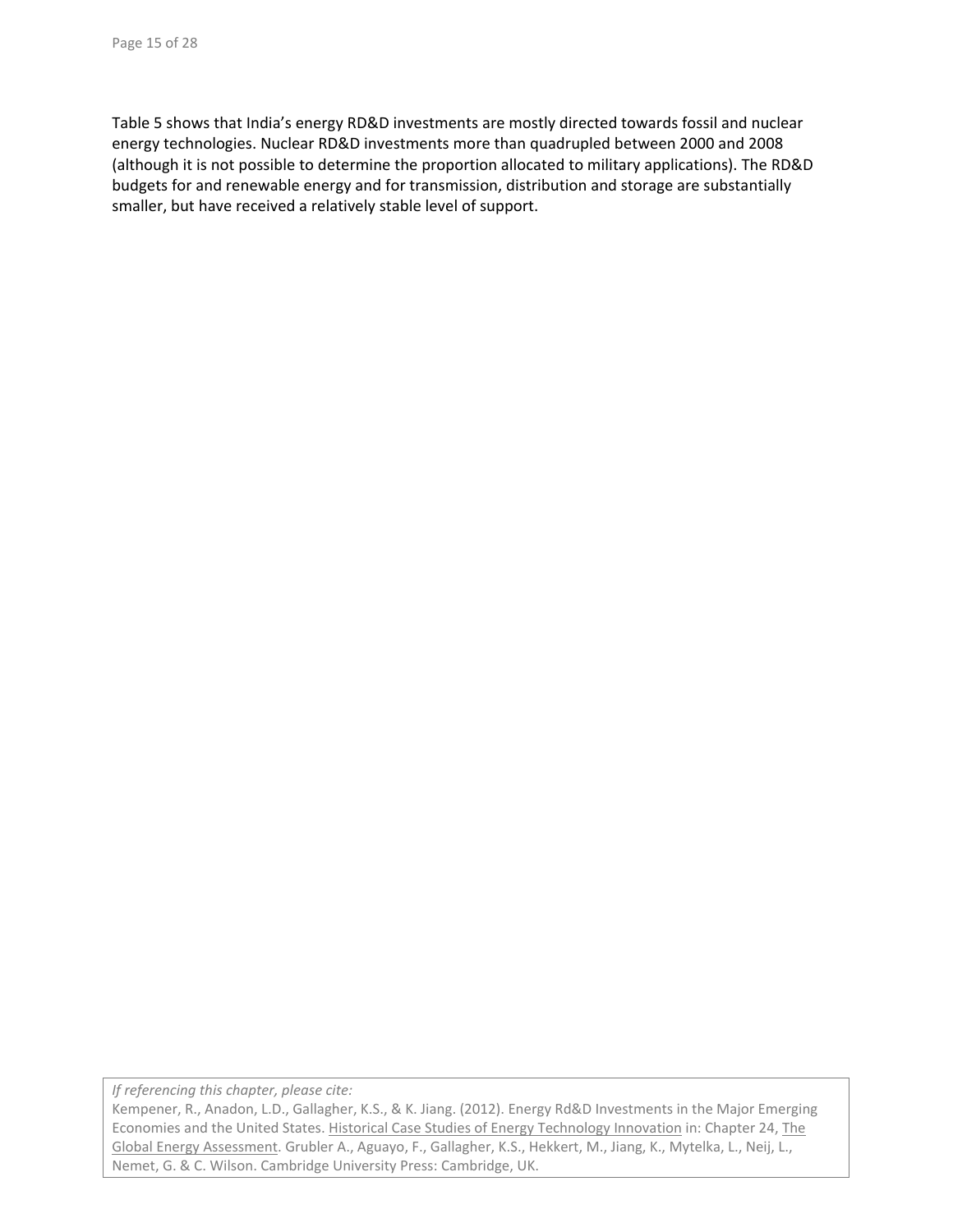Table 5 shows that India's energy RD&D investments are mostly directed towards fossil and nuclear energy technologies. Nuclear RD&D investments more than quadrupled between 2000 and 2008 (although it is not possible to determine the proportion allocated to military applications). The RD&D budgets for and renewable energy and for transmission, distribution and storage are substantially smaller, but have received a relatively stable level of support.

*If referencing this chapter, please cite:*
Kempener, R., Anadon, L.D., Gallagher, K.S., & K. Jiang. (2012). Energy Rd&D Investments in the Major Emerging Economies and the United States. Historical Case Studies of Energy Technology Innovation in: Chapter 24, The Global Energy Assessment. Grubler A., Aguayo, F., Gallagher, K.S., Hekkert, M., Jiang, K., Mytelka, L., Neij, L., Nemet, G. & C. Wilson. Cambridge University Press: Cambridge, UK.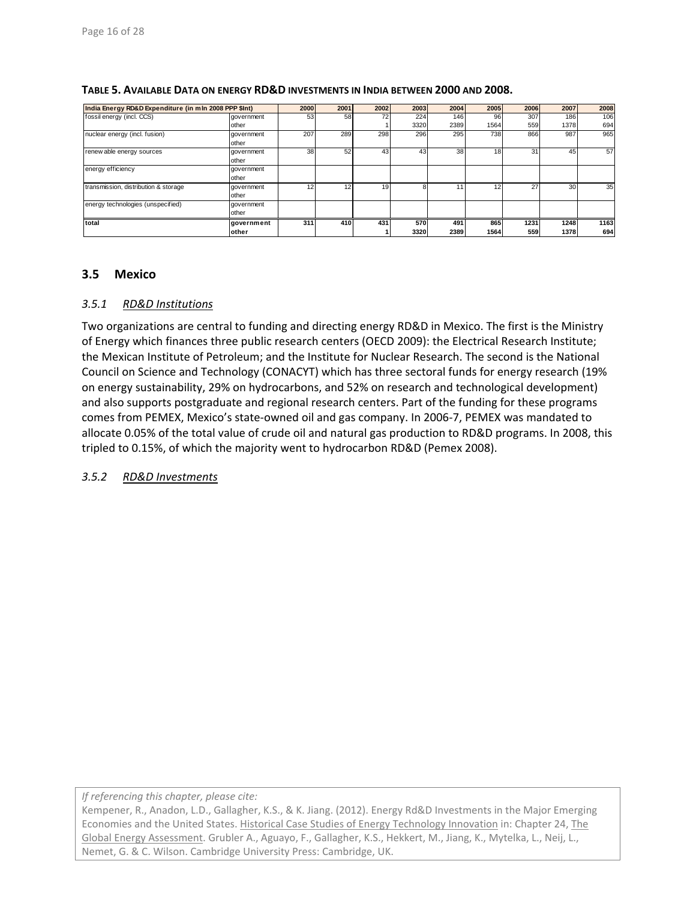**TABLE 5. AVAILABLE DATA ON ENERGY RD&D INVESTMENTS IN INDIA BETWEEN 2000 AND 2008.**

| India Energy RD&D Expenditure (in mln 2008 PPP $Int) | | 2000 | 2001 | 2002 | 2003 | 2004 | 2005 | 2006 | 2007 | 2008 |
|---|---|---|---|---|---|---|---|---|---|---|
| fossil energy (incl. CCS) | government | 53 | 58 | 72 | 224 | 146 | 96 | 307 | 186 | 106 |
| | other | | | 1 | 3320 | 2389 | 1564 | 559 | 1378 | 694 |
| nuclear energy (incl. fusion) | government | 207 | 289 | 298 | 296 | 295 | 738 | 866 | 987 | 965 |
| | other | | | | | | | | | |
| renewable energy sources | government | 38 | 52 | 43 | 43 | 38 | 18 | 31 | 45 | 57 |
| | other | | | | | | | | | |
| energy efficiency | government | | | | | | | | | |
| | other | | | | | | | | | |
| transmission, distribution & storage | government | 12 | 12 | 19 | 8 | 11 | 12 | 27 | 30 | 35 |
| | other | | | | | | | | | |
| energy technologies (unspecified) | government | | | | | | | | | |
| | other | | | | | | | | | |
| **total** | **government** | **311** | **410** | **431** | **570** | **491** | **865** | **1231** | **1248** | **1163** |
| | **other** | | | **1** | **3320** | **2389** | **1564** | **559** | **1378** | **694** |

## 3.5 Mexico

### *3.5.1 RD&D Institutions*

Two organizations are central to funding and directing energy RD&D in Mexico. The first is the Ministry of Energy which finances three public research centers (OECD 2009): the Electrical Research Institute; the Mexican Institute of Petroleum; and the Institute for Nuclear Research. The second is the National Council on Science and Technology (CONACYT) which has three sectoral funds for energy research (19% on energy sustainability, 29% on hydrocarbons, and 52% on research and technological development) and also supports postgraduate and regional research centers. Part of the funding for these programs comes from PEMEX, Mexico's state-owned oil and gas company. In 2006-7, PEMEX was mandated to allocate 0.05% of the total value of crude oil and natural gas production to RD&D programs. In 2008, this tripled to 0.15%, of which the majority went to hydrocarbon RD&D (Pemex 2008).

### *3.5.2 RD&D Investments*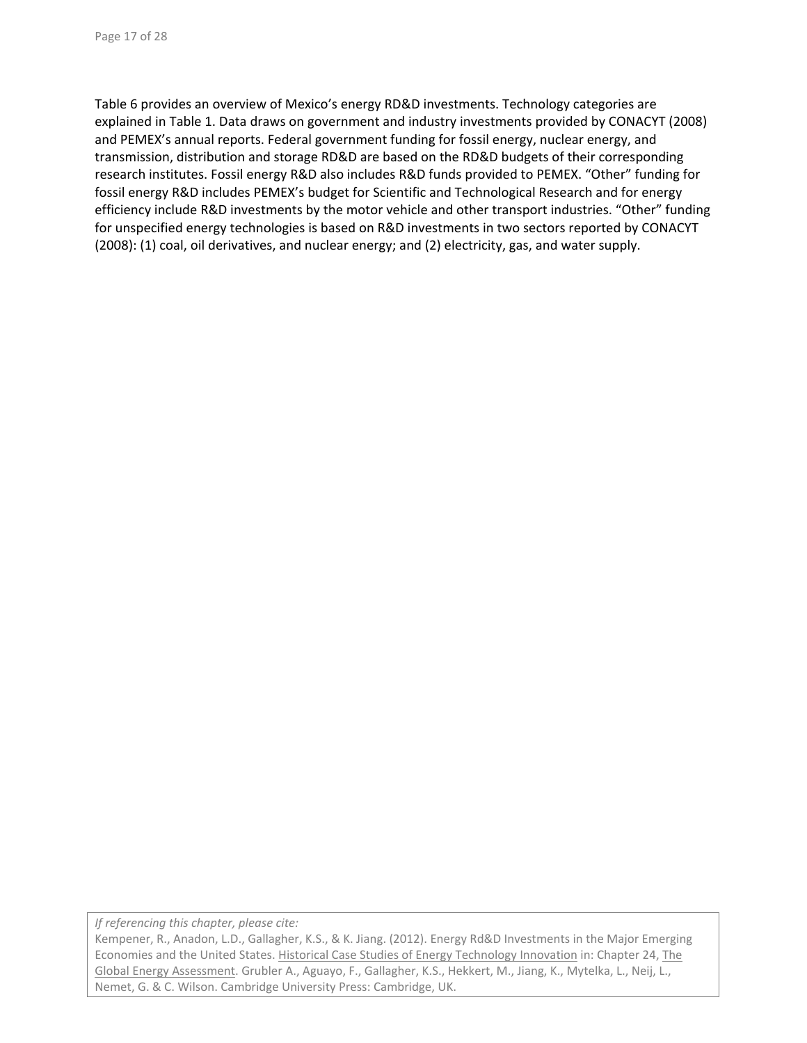Table 6 provides an overview of Mexico's energy RD&D investments. Technology categories are explained in Table 1. Data draws on government and industry investments provided by CONACYT (2008) and PEMEX's annual reports. Federal government funding for fossil energy, nuclear energy, and transmission, distribution and storage RD&D are based on the RD&D budgets of their corresponding research institutes. Fossil energy R&D also includes R&D funds provided to PEMEX. "Other" funding for fossil energy R&D includes PEMEX's budget for Scientific and Technological Research and for energy efficiency include R&D investments by the motor vehicle and other transport industries. "Other" funding for unspecified energy technologies is based on R&D investments in two sectors reported by CONACYT (2008): (1) coal, oil derivatives, and nuclear energy; and (2) electricity, gas, and water supply.

*If referencing this chapter, please cite:*
Kempener, R., Anadon, L.D., Gallagher, K.S., & K. Jiang. (2012). Energy Rd&D Investments in the Major Emerging Economies and the United States. Historical Case Studies of Energy Technology Innovation in: Chapter 24, The Global Energy Assessment. Grubler A., Aguayo, F., Gallagher, K.S., Hekkert, M., Jiang, K., Mytelka, L., Neij, L., Nemet, G. & C. Wilson. Cambridge University Press: Cambridge, UK.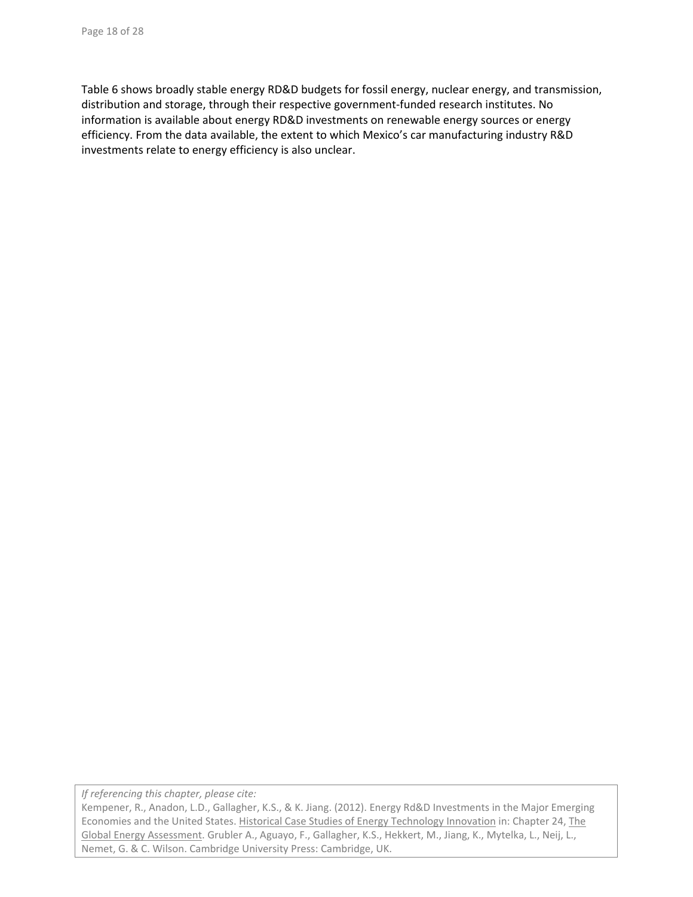Table 6 shows broadly stable energy RD&D budgets for fossil energy, nuclear energy, and transmission, distribution and storage, through their respective government-funded research institutes. No information is available about energy RD&D investments on renewable energy sources or energy efficiency. From the data available, the extent to which Mexico's car manufacturing industry R&D investments relate to energy efficiency is also unclear.

*If referencing this chapter, please cite:*
Kempener, R., Anadon, L.D., Gallagher, K.S., & K. Jiang. (2012). Energy Rd&D Investments in the Major Emerging Economies and the United States. Historical Case Studies of Energy Technology Innovation in: Chapter 24, The Global Energy Assessment. Grubler A., Aguayo, F., Gallagher, K.S., Hekkert, M., Jiang, K., Mytelka, L., Neij, L., Nemet, G. & C. Wilson. Cambridge University Press: Cambridge, UK.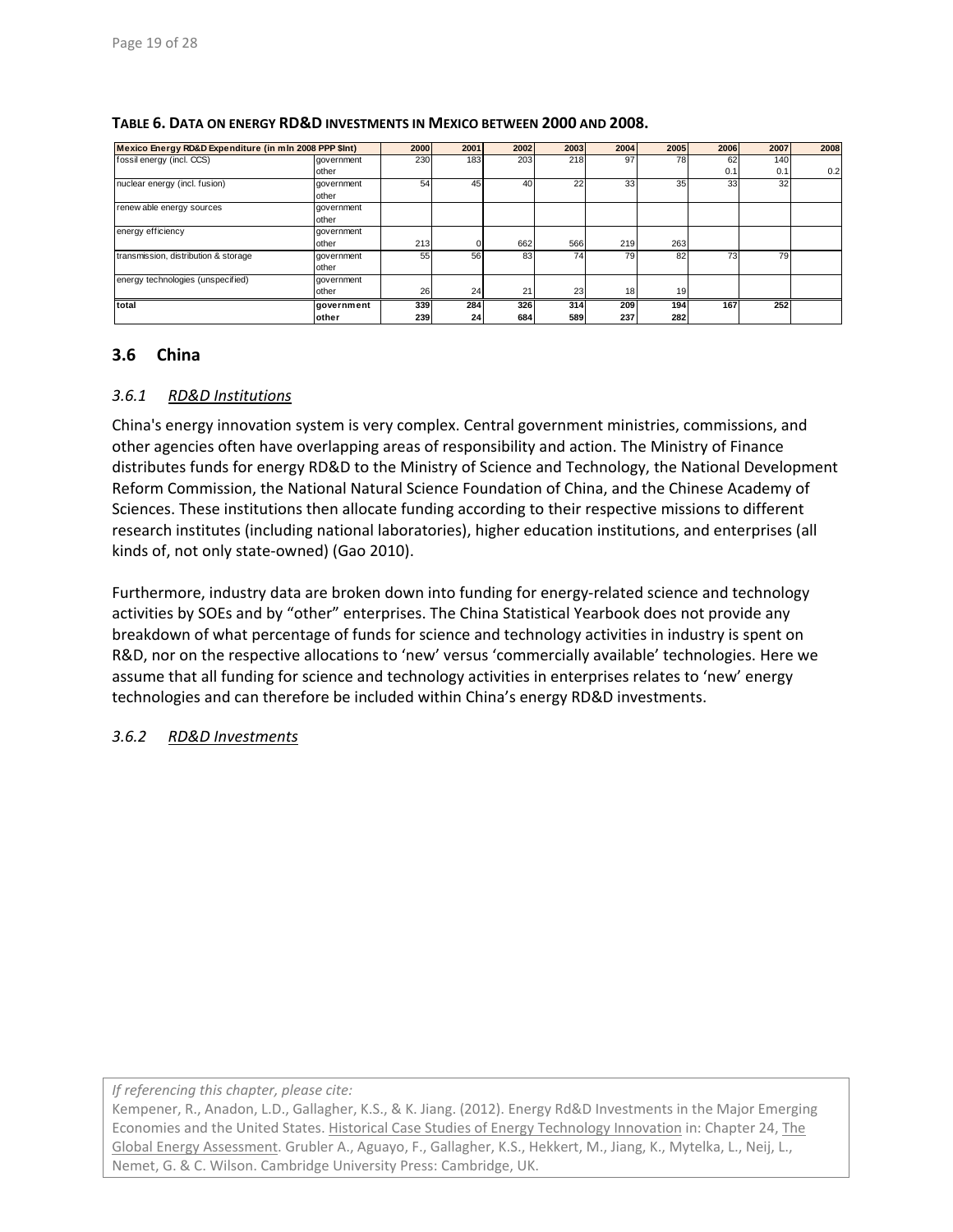**TABLE 6. DATA ON ENERGY RD&D INVESTMENTS IN MEXICO BETWEEN 2000 AND 2008.**

| Mexico Energy RD&D Expenditure (in mln 2008 PPP $Int) | | 2000 | 2001 | 2002 | 2003 | 2004 | 2005 | 2006 | 2007 | 2008 |
|---|---|---|---|---|---|---|---|---|---|---|
| fossil energy (incl. CCS) | government | 230 | 183 | 203 | 218 | 97 | 78 | 62 | 140 | |
| | other | | | | | | | 0.1 | 0.1 | 0.2 |
| nuclear energy (incl. fusion) | government | 54 | 45 | 40 | 22 | 33 | 35 | 33 | 32 | |
| | other | | | | | | | | | |
| renewable energy sources | government | | | | | | | | | |
| | other | | | | | | | | | |
| energy efficiency | government | | | | | | | | | |
| | other | 213 | 0 | 662 | 566 | 219 | 263 | | | |
| transmission, distribution & storage | government | 55 | 56 | 83 | 74 | 79 | 82 | 73 | 79 | |
| | other | | | | | | | | | |
| energy technologies (unspecified) | government | | | | | | | | | |
| | other | 26 | 24 | 21 | 23 | 18 | 19 | | | |
| **total** | **government** | **339** | **284** | **326** | **314** | **209** | **194** | **167** | **252** | |
| | **other** | **239** | **24** | **684** | **589** | **237** | **282** | | | |

## 3.6 China

### *3.6.1 RD&D Institutions*

China's energy innovation system is very complex. Central government ministries, commissions, and other agencies often have overlapping areas of responsibility and action. The Ministry of Finance distributes funds for energy RD&D to the Ministry of Science and Technology, the National Development Reform Commission, the National Natural Science Foundation of China, and the Chinese Academy of Sciences. These institutions then allocate funding according to their respective missions to different research institutes (including national laboratories), higher education institutions, and enterprises (all kinds of, not only state-owned) (Gao 2010).

Furthermore, industry data are broken down into funding for energy-related science and technology activities by SOEs and by "other" enterprises. The China Statistical Yearbook does not provide any breakdown of what percentage of funds for science and technology activities in industry is spent on R&D, nor on the respective allocations to 'new' versus 'commercially available' technologies. Here we assume that all funding for science and technology activities in enterprises relates to 'new' energy technologies and can therefore be included within China's energy RD&D investments.

### *3.6.2 RD&D Investments*

*If referencing this chapter, please cite:*
Kempener, R., Anadon, L.D., Gallagher, K.S., & K. Jiang. (2012). Energy Rd&D Investments in the Major Emerging Economies and the United States. Historical Case Studies of Energy Technology Innovation in: Chapter 24, The Global Energy Assessment. Grubler A., Aguayo, F., Gallagher, K.S., Hekkert, M., Jiang, K., Mytelka, L., Neij, L., Nemet, G. & C. Wilson. Cambridge University Press: Cambridge, UK.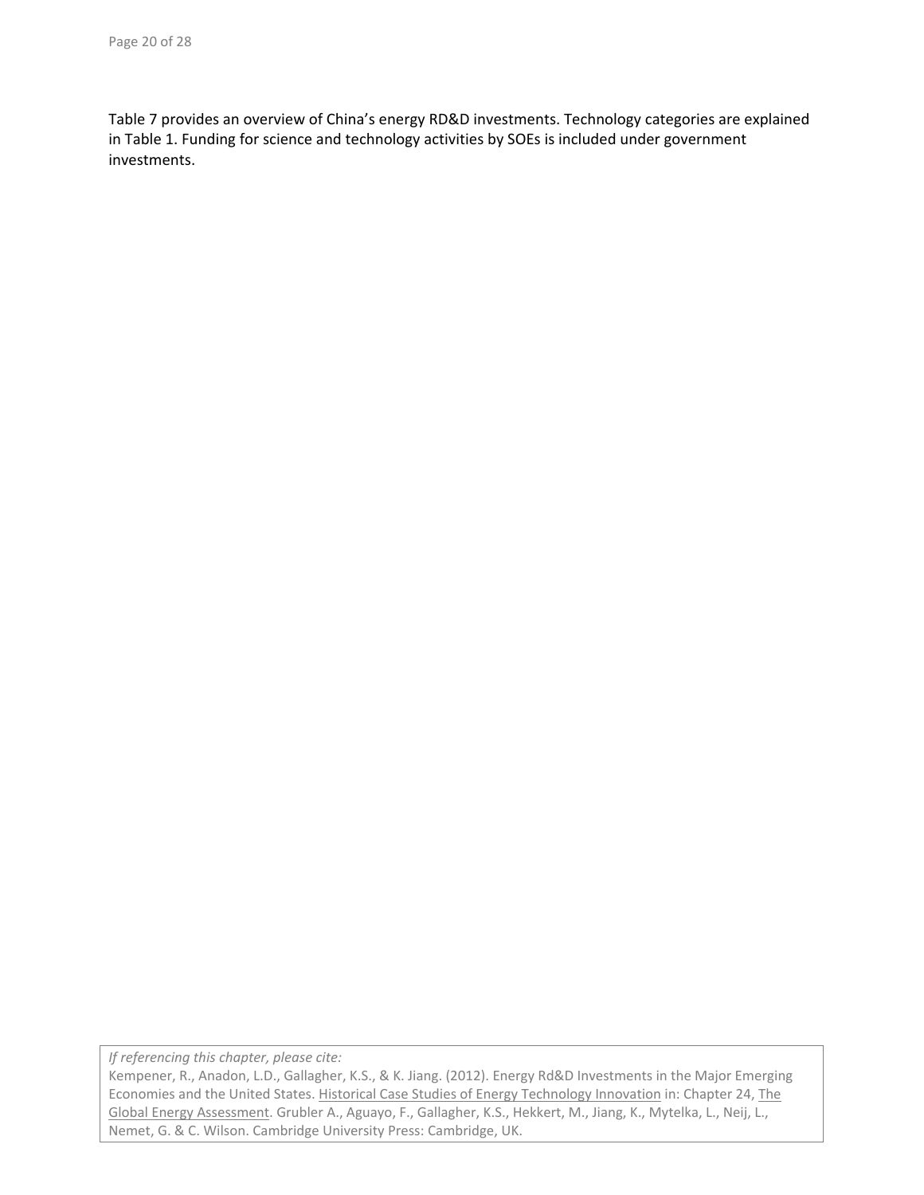Table 7 provides an overview of China's energy RD&D investments. Technology categories are explained in Table 1. Funding for science and technology activities by SOEs is included under government investments.

*If referencing this chapter, please cite:*
Kempener, R., Anadon, L.D., Gallagher, K.S., & K. Jiang. (2012). Energy Rd&D Investments in the Major Emerging Economies and the United States. Historical Case Studies of Energy Technology Innovation in: Chapter 24, The Global Energy Assessment. Grubler A., Aguayo, F., Gallagher, K.S., Hekkert, M., Jiang, K., Mytelka, L., Neij, L., Nemet, G. & C. Wilson. Cambridge University Press: Cambridge, UK.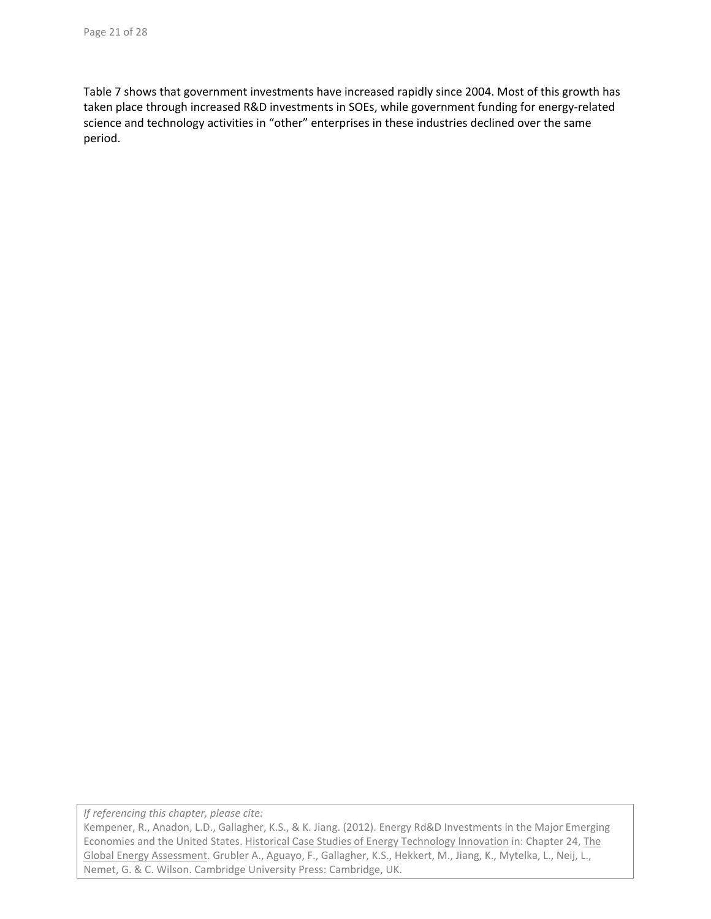Table 7 shows that government investments have increased rapidly since 2004. Most of this growth has taken place through increased R&D investments in SOEs, while government funding for energy-related science and technology activities in "other" enterprises in these industries declined over the same period.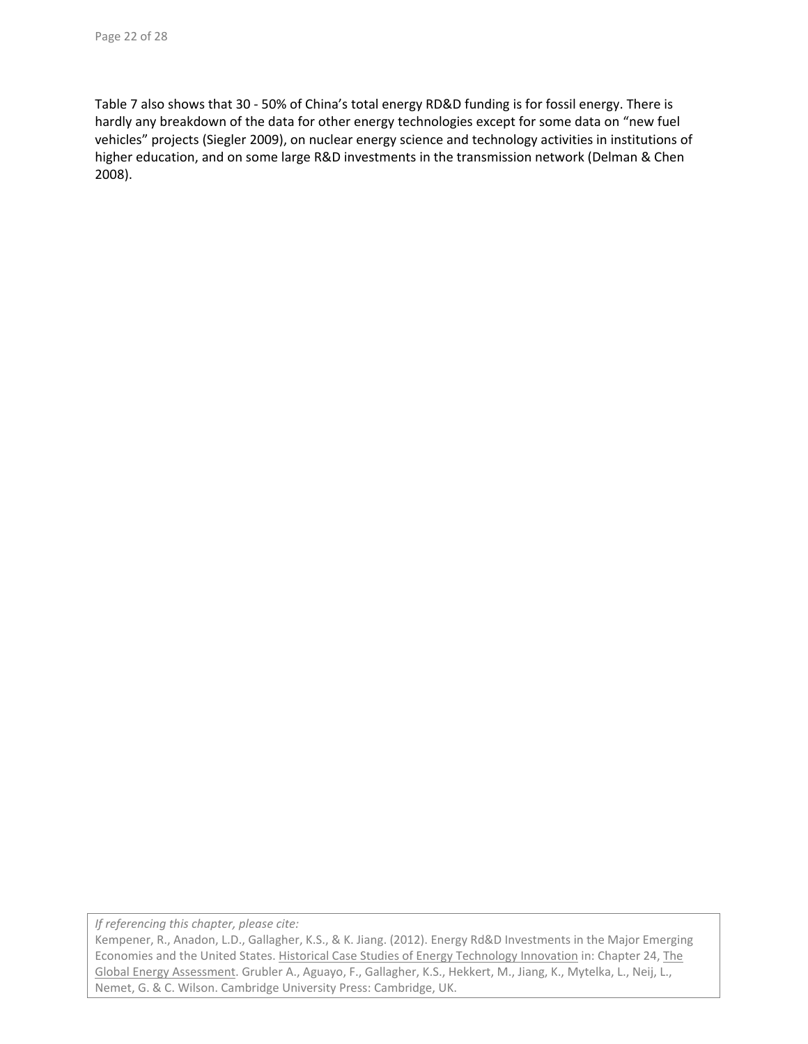Table 7 also shows that 30 - 50% of China's total energy RD&D funding is for fossil energy. There is hardly any breakdown of the data for other energy technologies except for some data on "new fuel vehicles" projects (Siegler 2009), on nuclear energy science and technology activities in institutions of higher education, and on some large R&D investments in the transmission network (Delman & Chen 2008).

*If referencing this chapter, please cite:*
Kempener, R., Anadon, L.D., Gallagher, K.S., & K. Jiang. (2012). Energy Rd&D Investments in the Major Emerging Economies and the United States. Historical Case Studies of Energy Technology Innovation in: Chapter 24, The Global Energy Assessment. Grubler A., Aguayo, F., Gallagher, K.S., Hekkert, M., Jiang, K., Mytelka, L., Neij, L., Nemet, G. & C. Wilson. Cambridge University Press: Cambridge, UK.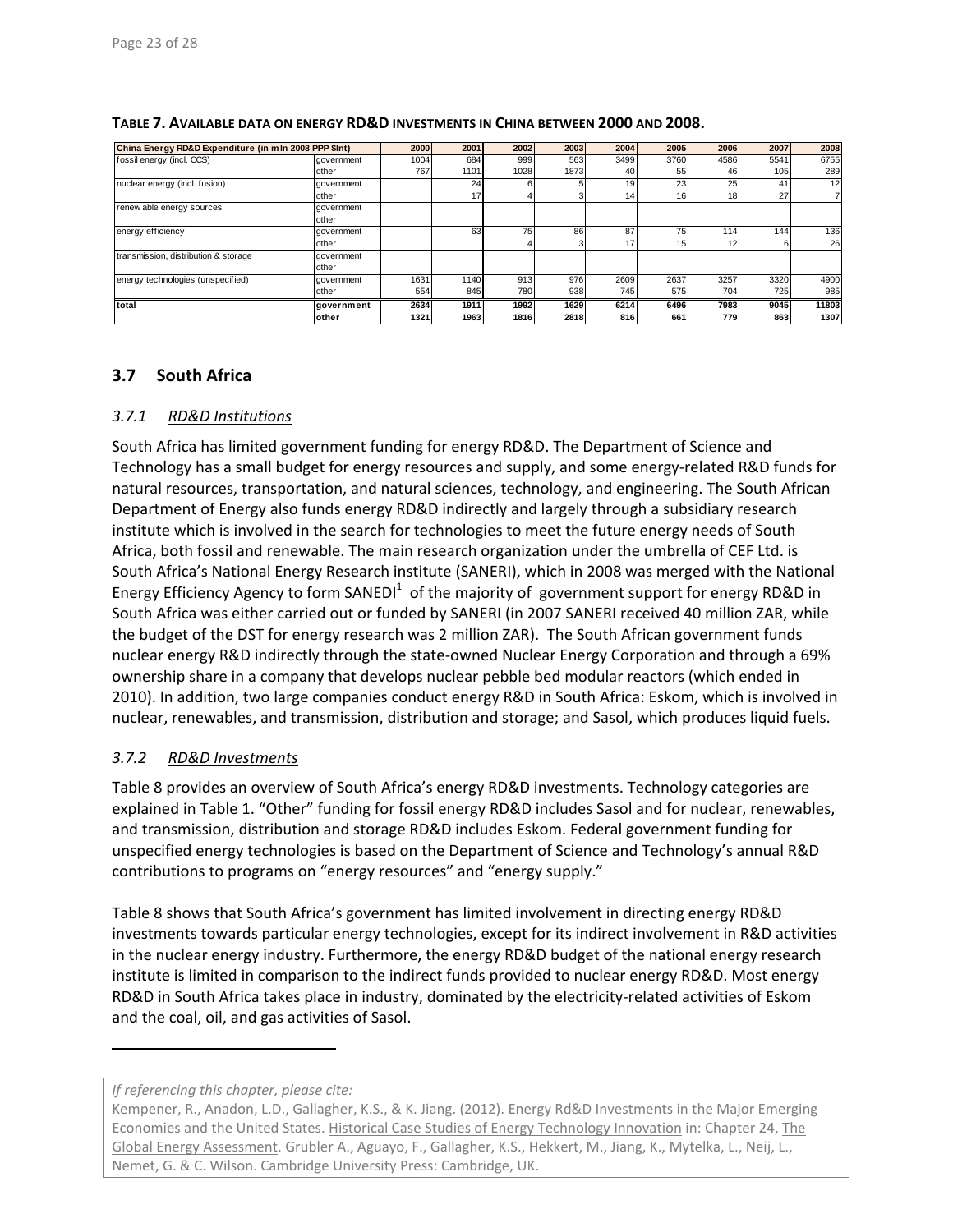**TABLE 7. AVAILABLE DATA ON ENERGY RD&D INVESTMENTS IN CHINA BETWEEN 2000 AND 2008.**

| China Energy RD&D Expenditure (in mln 2008 PPP $Int) | | 2000 | 2001 | 2002 | 2003 | 2004 | 2005 | 2006 | 2007 | 2008 |
|---|---|---|---|---|---|---|---|---|---|---|
| fossil energy (incl. CCS) | government | 1004 | 684 | 999 | 563 | 3499 | 3760 | 4586 | 5541 | 6755 |
| | other | 767 | 1101 | 1028 | 1873 | 40 | 55 | 46 | 105 | 289 |
| nuclear energy (incl. fusion) | government | | 24 | 6 | 5 | 19 | 23 | 25 | 41 | 12 |
| | other | | 17 | 4 | 3 | 14 | 16 | 18 | 27 | 7 |
| renewable energy sources | government | | | | | | | | | |
| | other | | | | | | | | | |
| energy efficiency | government | | 63 | 75 | 86 | 87 | 75 | 114 | 144 | 136 |
| | other | | | 4 | 3 | 17 | 15 | 12 | 6 | 26 |
| transmission, distribution & storage | government | | | | | | | | | |
| | other | | | | | | | | | |
| energy technologies (unspecified) | government | 1631 | 1140 | 913 | 976 | 2609 | 2637 | 3257 | 3320 | 4900 |
| | other | 554 | 845 | 780 | 938 | 745 | 575 | 704 | 725 | 985 |
| **total** | **government** | **2634** | **1911** | **1992** | **1629** | **6214** | **6496** | **7983** | **9045** | **11803** |
| | **other** | **1321** | **1963** | **1816** | **2818** | **816** | **661** | **779** | **863** | **1307** |

## 3.7 South Africa

### *3.7.1 RD&D Institutions*

South Africa has limited government funding for energy RD&D. The Department of Science and Technology has a small budget for energy resources and supply, and some energy-related R&D funds for natural resources, transportation, and natural sciences, technology, and engineering. The South African Department of Energy also funds energy RD&D indirectly and largely through a subsidiary research institute which is involved in the search for technologies to meet the future energy needs of South Africa, both fossil and renewable. The main research organization under the umbrella of CEF Ltd. is South Africa's National Energy Research institute (SANERI), which in 2008 was merged with the National Energy Efficiency Agency to form SANEDI[1] of the majority of government support for energy RD&D in South Africa was either carried out or funded by SANERI (in 2007 SANERI received 40 million ZAR, while the budget of the DST for energy research was 2 million ZAR). The South African government funds nuclear energy R&D indirectly through the state-owned Nuclear Energy Corporation and through a 69% ownership share in a company that develops nuclear pebble bed modular reactors (which ended in 2010). In addition, two large companies conduct energy R&D in South Africa: Eskom, which is involved in nuclear, renewables, and transmission, distribution and storage; and Sasol, which produces liquid fuels.

### *3.7.2 RD&D Investments*

Table 8 provides an overview of South Africa's energy RD&D investments. Technology categories are explained in Table 1. "Other" funding for fossil energy RD&D includes Sasol and for nuclear, renewables, and transmission, distribution and storage RD&D includes Eskom. Federal government funding for unspecified energy technologies is based on the Department of Science and Technology's annual R&D contributions to programs on "energy resources" and "energy supply."

Table 8 shows that South Africa's government has limited involvement in directing energy RD&D investments towards particular energy technologies, except for its indirect involvement in R&D activities in the nuclear energy industry. Furthermore, the energy RD&D budget of the national energy research institute is limited in comparison to the indirect funds provided to nuclear energy RD&D. Most energy RD&D in South Africa takes place in industry, dominated by the electricity-related activities of Eskom and the coal, oil, and gas activities of Sasol.

*If referencing this chapter, please cite:*

Kempener, R., Anadon, L.D., Gallagher, K.S., & K. Jiang. (2012). Energy Rd&D Investments in the Major Emerging Economies and the United States. Historical Case Studies of Energy Technology Innovation in: Chapter 24, The Global Energy Assessment. Grubler A., Aguayo, F., Gallagher, K.S., Hekkert, M., Jiang, K., Mytelka, L., Neij, L., Nemet, G. & C. Wilson. Cambridge University Press: Cambridge, UK.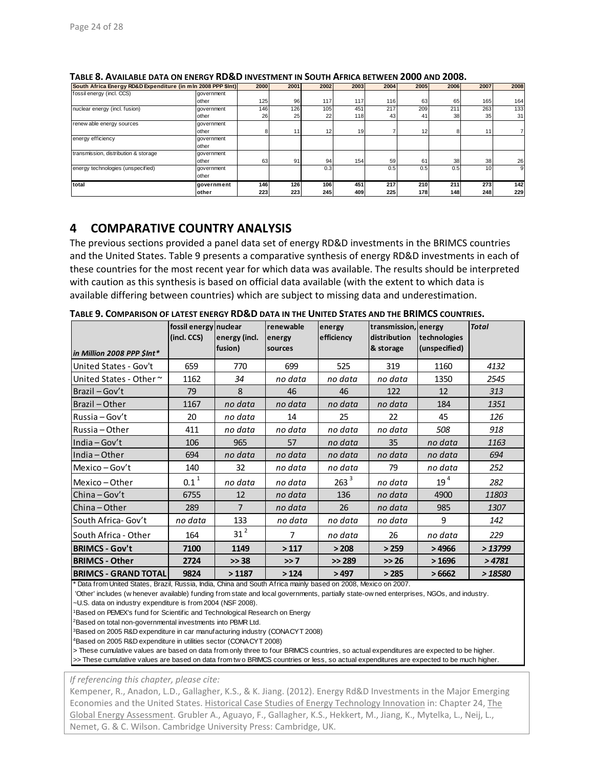**TABLE 8. AVAILABLE DATA ON ENERGY RD&D INVESTMENT IN SOUTH AFRICA BETWEEN 2000 AND 2008.**

| South Africa Energy RD&D Expenditure (in mln 2008 PPP $Int) | | 2000 | 2001 | 2002 | 2003 | 2004 | 2005 | 2006 | 2007 | 2008 |
|---|---|---|---|---|---|---|---|---|---|---|
| fossil energy (incl. CCS) | government | | | | | | | | | |
| | other | 125 | 96 | 117 | 117 | 116 | 63 | 65 | 165 | 164 |
| nuclear energy (incl. fusion) | government | 146 | 126 | 105 | 451 | 217 | 209 | 211 | 263 | 133 |
| | other | 26 | 25 | 22 | 118 | 43 | 41 | 38 | 35 | 31 |
| renewable energy sources | government | | | | | | | | | |
| | other | 8 | 11 | 12 | 19 | 7 | 12 | 8 | 11 | 7 |
| energy efficiency | government | | | | | | | | | |
| | other | | | | | | | | | |
| transmission, distribution & storage | government | | | | | | | | | |
| | other | 63 | 91 | 94 | 154 | 59 | 61 | 38 | 38 | 26 |
| energy technologies (unspecified) | government | | | 0.3 | | 0.5 | 0.5 | 0.5 | 10 | 9 |
| | other | | | | | | | | | |
| **total** | **government** | **146** | **126** | **106** | **451** | **217** | **210** | **211** | **273** | **142** |
| | **other** | **223** | **223** | **245** | **409** | **225** | **178** | **148** | **248** | **229** |

# 4 COMPARATIVE COUNTRY ANALYSIS

The previous sections provided a panel data set of energy RD&D investments in the BRIMCS countries and the United States. Table 9 presents a comparative synthesis of energy RD&D investments in each of these countries for the most recent year for which data was available. The results should be interpreted with caution as this synthesis is based on official data available (with the extent to which data is available differing between countries) which are subject to missing data and underestimation.

**TABLE 9. COMPARISON OF LATEST ENERGY RD&D DATA IN THE UNITED STATES AND THE BRIMCS COUNTRIES.**

| *in Million 2008 PPP $Int** | fossil energy (incl. CCS) | nuclear energy (incl. fusion) | renewable energy sources | energy efficiency | transmission, distribution & storage | energy technologies (unspecified) | *Total* |
|---|---|---|---|---|---|---|---|
| United States - Gov't | 659 | 770 | 699 | 525 | 319 | 1160 | *4132* |
| United States - Other ~ | 1162 | *34* | *no data* | *no data* | *no data* | 1350 | *2545* |
| Brazil – Gov't | 79 | 8 | 46 | 46 | 122 | 12 | *313* |
| Brazil – Other | 1167 | *no data* | *no data* | *no data* | *no data* | 184 | *1351* |
| Russia – Gov't | 20 | *no data* | 14 | 25 | 22 | 45 | *126* |
| Russia – Other | 411 | *no data* | *no data* | *no data* | *no data* | *508* | *918* |
| India – Gov't | 106 | 965 | 57 | *no data* | 35 | *no data* | *1163* |
| India – Other | 694 | *no data* | *no data* | *no data* | *no data* | *no data* | *694* |
| Mexico – Gov't | 140 | 32 | *no data* | *no data* | 79 | *no data* | *252* |
| Mexico – Other | 0.1[1] | *no data* | *no data* | 263[3] | *no data* | 19[4] | *282* |
| China – Gov't | 6755 | 12 | *no data* | 136 | *no data* | 4900 | *11803* |
| China – Other | 289 | 7 | *no data* | 26 | *no data* | 985 | *1307* |
| South Africa- Gov't | *no data* | 133 | *no data* | *no data* | *no data* | 9 | *142* |
| South Africa - Other | 164 | 31[2] | 7 | *no data* | 26 | *no data* | *229* |
| **BRIMCS - Gov't** | **7100** | **1149** | **> 117** | **> 208** | **> 259** | **> 4966** | ***> 13799*** |
| **BRIMCS - Other** | **2724** | **>> 38** | **>> 7** | **>> 289** | **>> 26** | **> 1696** | ***> 4781*** |
| **BRIMCS - GRAND TOTAL** | **9824** | **> 1187** | **> 124** | **> 497** | **> 285** | **> 6662** | ***> 18580*** |

* Data from United States, Brazil, Russia, India, China and South Africa mainly based on 2008, Mexico on 2007.
'Other' includes (whenever available) funding from state and local governments, partially state-owned enterprises, NGOs, and industry.
~U.S. data on industry expenditure is from 2004 (NSF 2008).
[1]Based on PEMEX's fund for Scientific and Technological Research on Energy
[2]Based on total non-governmental investments into PBMR Ltd.
[3]Based on 2005 R&D expenditure in car manufacturing industry (CONACYT 2008)
[4]Based on 2005 R&D expenditure in utilities sector (CONACYT 2008)
> These cumulative values are based on data from only three to four BRIMCS countries, so actual expenditures are expected to be higher.
>> These cumulative values are based on data from two BRIMCS countries or less, so actual expenditures are expected to be much higher.

*If referencing this chapter, please cite:*
Kempener, R., Anadon, L.D., Gallagher, K.S., & K. Jiang. (2012). Energy Rd&D Investments in the Major Emerging Economies and the United States. Historical Case Studies of Energy Technology Innovation in: Chapter 24, The Global Energy Assessment. Grubler A., Aguayo, F., Gallagher, K.S., Hekkert, M., Jiang, K., Mytelka, L., Neij, L., Nemet, G. & C. Wilson. Cambridge University Press: Cambridge, UK.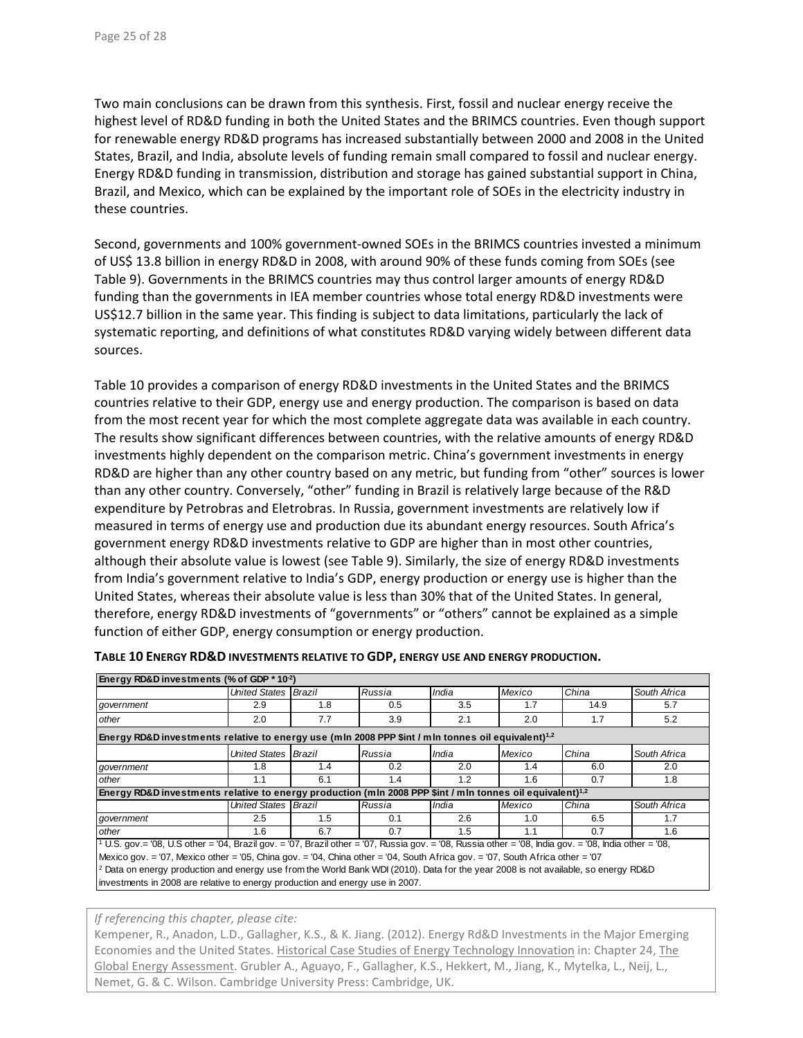Two main conclusions can be drawn from this synthesis. First, fossil and nuclear energy receive the highest level of RD&D funding in both the United States and the BRIMCS countries. Even though support for renewable energy RD&D programs has increased substantially between 2000 and 2008 in the United States, Brazil, and India, absolute levels of funding remain small compared to fossil and nuclear energy. Energy RD&D funding in transmission, distribution and storage has gained substantial support in China, Brazil, and Mexico, which can be explained by the important role of SOEs in the electricity industry in these countries.

Second, governments and 100% government-owned SOEs in the BRIMCS countries invested a minimum of US$ 13.8 billion in energy RD&D in 2008, with around 90% of these funds coming from SOEs (see Table 9). Governments in the BRIMCS countries may thus control larger amounts of energy RD&D funding than the governments in IEA member countries whose total energy RD&D investments were US$12.7 billion in the same year. This finding is subject to data limitations, particularly the lack of systematic reporting, and definitions of what constitutes RD&D varying widely between different data sources.

Table 10 provides a comparison of energy RD&D investments in the United States and the BRIMCS countries relative to their GDP, energy use and energy production. The comparison is based on data from the most recent year for which the most complete aggregate data was available in each country. The results show significant differences between countries, with the relative amounts of energy RD&D investments highly dependent on the comparison metric. China's government investments in energy RD&D are higher than any other country based on any metric, but funding from "other" sources is lower than any other country. Conversely, "other" funding in Brazil is relatively large because of the R&D expenditure by Petrobras and Eletrobras. In Russia, government investments are relatively low if measured in terms of energy use and production due its abundant energy resources. South Africa's government energy RD&D investments relative to GDP are higher than in most other countries, although their absolute value is lowest (see Table 9). Similarly, the size of energy RD&D investments from India's government relative to India's GDP, energy production or energy use is higher than the United States, whereas their absolute value is less than 30% that of the United States. In general, therefore, energy RD&D investments of "governments" or "others" cannot be explained as a simple function of either GDP, energy consumption or energy production.

**TABLE 10 ENERGY RD&D INVESTMENTS RELATIVE TO GDP, ENERGY USE AND ENERGY PRODUCTION.**

| **Energy RD&D investments (% of GDP * $10^{-2}$)** | | | | | | | |
|---|---|---|---|---|---|---|---|
| | *United States* | *Brazil* | *Russia* | *India* | *Mexico* | *China* | *South Africa* |
| *government* | 2.9 | 1.8 | 0.5 | 3.5 | 1.7 | 14.9 | 5.7 |
| *other* | 2.0 | 7.7 | 3.9 | 2.1 | 2.0 | 1.7 | 5.2 |
| **Energy RD&D investments relative to energy use (mln 2008 PPP $int / mln tonnes oil equivalent)[1,2]** | | | | | | | |
| | *United States* | *Brazil* | *Russia* | *India* | *Mexico* | *China* | *South Africa* |
| *government* | 1.8 | 1.4 | 0.2 | 2.0 | 1.4 | 6.0 | 2.0 |
| *other* | 1.1 | 6.1 | 1.4 | 1.2 | 1.6 | 0.7 | 1.8 |
| **Energy RD&D investments relative to energy production (mln 2008 PPP $int / mln tonnes oil equivalent)[1,2]** | | | | | | | |
| | *United States* | *Brazil* | *Russia* | *India* | *Mexico* | *China* | *South Africa* |
| *government* | 2.5 | 1.5 | 0.1 | 2.6 | 1.0 | 6.5 | 1.7 |
| *other* | 1.6 | 6.7 | 0.7 | 1.5 | 1.1 | 0.7 | 1.6 |

[1] U.S. gov.= '08, U.S other = '04, Brazil gov. = '07, Brazil other = '07, Russia gov. = '08, Russia other = '08, India gov. = '08, India other = '08, Mexico gov. = '07, Mexico other = '05, China gov. = '04, China other = '04, South Africa gov. = '07, South Africa other = '07

[2] Data on energy production and energy use from the World Bank WDI (2010). Data for the year 2008 is not available, so energy RD&D investments in 2008 are relative to energy production and energy use in 2007.

*If referencing this chapter, please cite:*

Kempener, R., Anadon, L.D., Gallagher, K.S., & K. Jiang. (2012). Energy Rd&D Investments in the Major Emerging Economies and the United States. Historical Case Studies of Energy Technology Innovation in: Chapter 24, The Global Energy Assessment. Grubler A., Aguayo, F., Gallagher, K.S., Hekkert, M., Jiang, K., Mytelka, L., Neij, L., Nemet, G. & C. Wilson. Cambridge University Press: Cambridge, UK.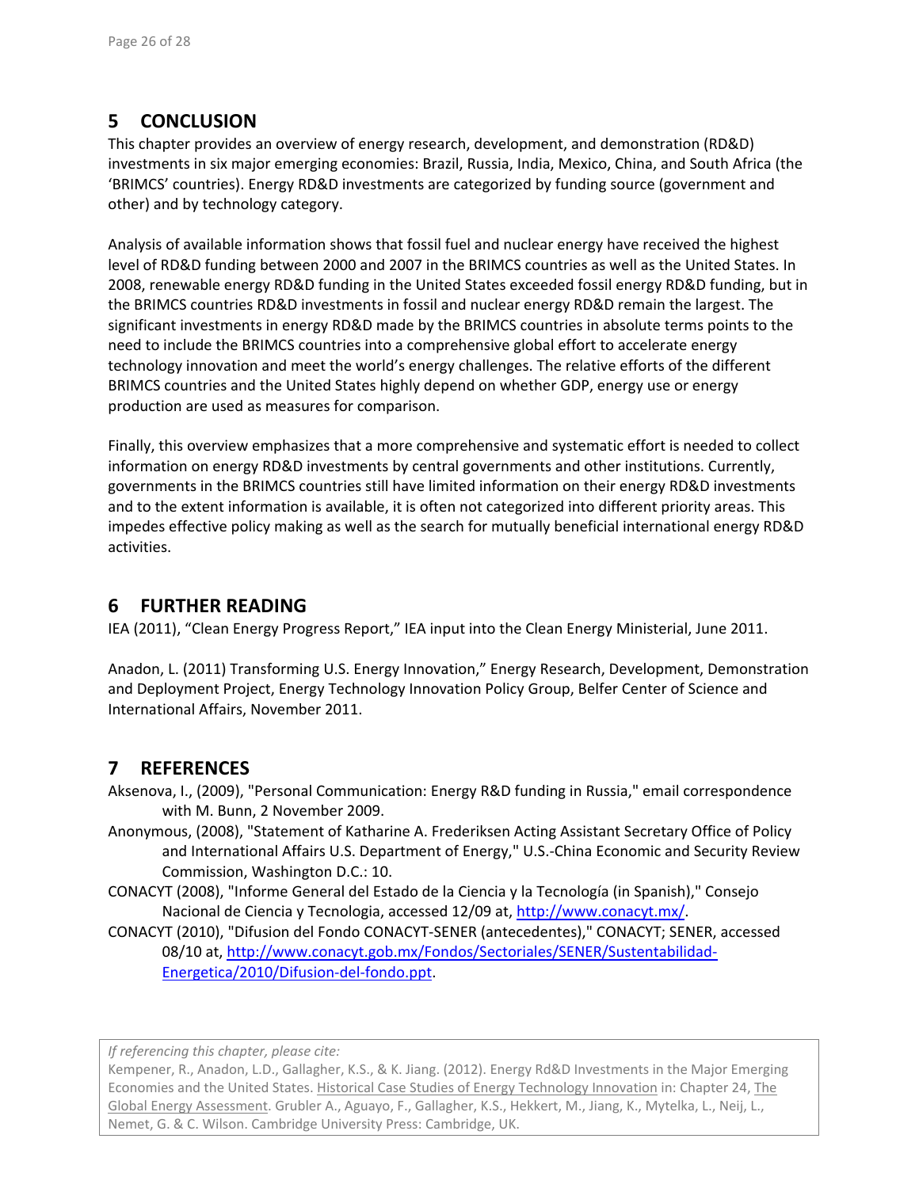## 5 CONCLUSION

This chapter provides an overview of energy research, development, and demonstration (RD&D) investments in six major emerging economies: Brazil, Russia, India, Mexico, China, and South Africa (the 'BRIMCS' countries). Energy RD&D investments are categorized by funding source (government and other) and by technology category.

Analysis of available information shows that fossil fuel and nuclear energy have received the highest level of RD&D funding between 2000 and 2007 in the BRIMCS countries as well as the United States. In 2008, renewable energy RD&D funding in the United States exceeded fossil energy RD&D funding, but in the BRIMCS countries RD&D investments in fossil and nuclear energy RD&D remain the largest. The significant investments in energy RD&D made by the BRIMCS countries in absolute terms points to the need to include the BRIMCS countries into a comprehensive global effort to accelerate energy technology innovation and meet the world's energy challenges. The relative efforts of the different BRIMCS countries and the United States highly depend on whether GDP, energy use or energy production are used as measures for comparison.

Finally, this overview emphasizes that a more comprehensive and systematic effort is needed to collect information on energy RD&D investments by central governments and other institutions. Currently, governments in the BRIMCS countries still have limited information on their energy RD&D investments and to the extent information is available, it is often not categorized into different priority areas. This impedes effective policy making as well as the search for mutually beneficial international energy RD&D activities.

## 6 FURTHER READING

IEA (2011), "Clean Energy Progress Report," IEA input into the Clean Energy Ministerial, June 2011.

Anadon, L. (2011) Transforming U.S. Energy Innovation," Energy Research, Development, Demonstration and Deployment Project, Energy Technology Innovation Policy Group, Belfer Center of Science and International Affairs, November 2011.

## 7 REFERENCES

Aksenova, I., (2009), "Personal Communication: Energy R&D funding in Russia," email correspondence with M. Bunn, 2 November 2009.

Anonymous, (2008), "Statement of Katharine A. Frederiksen Acting Assistant Secretary Office of Policy and International Affairs U.S. Department of Energy," U.S.-China Economic and Security Review Commission, Washington D.C.: 10.

CONACYT (2008), "Informe General del Estado de la Ciencia y la Tecnología (in Spanish)," Consejo Nacional de Ciencia y Tecnologia, accessed 12/09 at, http://www.conacyt.mx/.

CONACYT (2010), "Difusion del Fondo CONACYT-SENER (antecedentes)," CONACYT; SENER, accessed 08/10 at, http://www.conacyt.gob.mx/Fondos/Sectoriales/SENER/Sustentabilidad-Energetica/2010/Difusion-del-fondo.ppt.

*If referencing this chapter, please cite:*
Kempener, R., Anadon, L.D., Gallagher, K.S., & K. Jiang. (2012). Energy Rd&D Investments in the Major Emerging Economies and the United States. Historical Case Studies of Energy Technology Innovation in: Chapter 24, The Global Energy Assessment. Grubler A., Aguayo, F., Gallagher, K.S., Hekkert, M., Jiang, K., Mytelka, L., Neij, L., Nemet, G. & C. Wilson. Cambridge University Press: Cambridge, UK.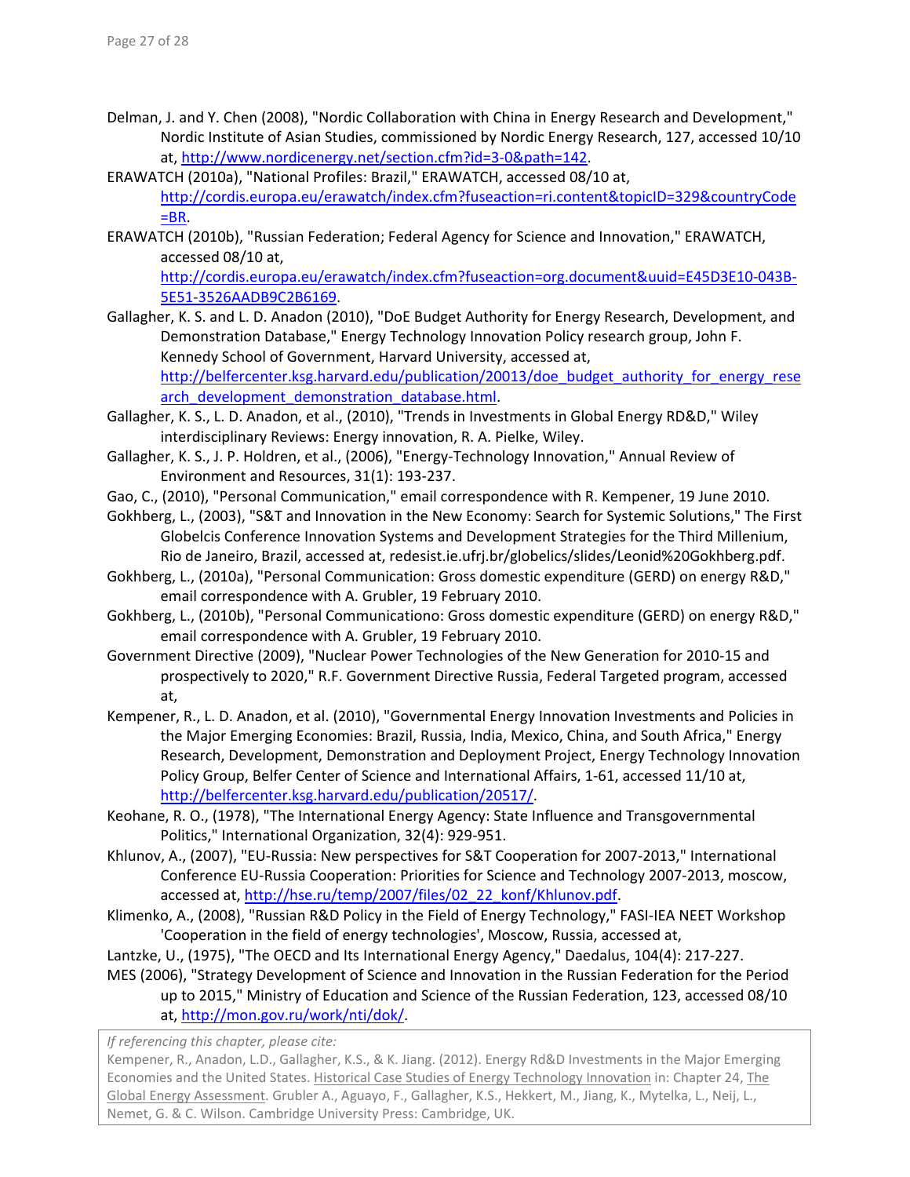Delman, J. and Y. Chen (2008), "Nordic Collaboration with China in Energy Research and Development," Nordic Institute of Asian Studies, commissioned by Nordic Energy Research, 127, accessed 10/10 at, http://www.nordicenergy.net/section.cfm?id=3-0&path=142.

ERAWATCH (2010a), "National Profiles: Brazil," ERAWATCH, accessed 08/10 at, http://cordis.europa.eu/erawatch/index.cfm?fuseaction=ri.content&topicID=329&countryCode=BR.

ERAWATCH (2010b), "Russian Federation; Federal Agency for Science and Innovation," ERAWATCH, accessed 08/10 at, http://cordis.europa.eu/erawatch/index.cfm?fuseaction=org.document&uuid=E45D3E10-043B-5E51-3526AADB9C2B6169.

Gallagher, K. S. and L. D. Anadon (2010), "DoE Budget Authority for Energy Research, Development, and Demonstration Database," Energy Technology Innovation Policy research group, John F. Kennedy School of Government, Harvard University, accessed at, http://belfercenter.ksg.harvard.edu/publication/20013/doe_budget_authority_for_energy_research_development_demonstration_database.html.

Gallagher, K. S., L. D. Anadon, et al., (2010), "Trends in Investments in Global Energy RD&D," Wiley interdisciplinary Reviews: Energy innovation, R. A. Pielke, Wiley.

Gallagher, K. S., J. P. Holdren, et al., (2006), "Energy-Technology Innovation," Annual Review of Environment and Resources, 31(1): 193-237.

Gao, C., (2010), "Personal Communication," email correspondence with R. Kempener, 19 June 2010.

Gokhberg, L., (2003), "S&T and Innovation in the New Economy: Search for Systemic Solutions," The First Globelcis Conference Innovation Systems and Development Strategies for the Third Millenium, Rio de Janeiro, Brazil, accessed at, redesist.ie.ufrj.br/globelics/slides/Leonid%20Gokhberg.pdf.

Gokhberg, L., (2010a), "Personal Communication: Gross domestic expenditure (GERD) on energy R&D," email correspondence with A. Grubler, 19 February 2010.

Gokhberg, L., (2010b), "Personal Communicationo: Gross domestic expenditure (GERD) on energy R&D," email correspondence with A. Grubler, 19 February 2010.

Government Directive (2009), "Nuclear Power Technologies of the New Generation for 2010-15 and prospectively to 2020," R.F. Government Directive Russia, Federal Targeted program, accessed at,

Kempener, R., L. D. Anadon, et al. (2010), "Governmental Energy Innovation Investments and Policies in the Major Emerging Economies: Brazil, Russia, India, Mexico, China, and South Africa," Energy Research, Development, Demonstration and Deployment Project, Energy Technology Innovation Policy Group, Belfer Center of Science and International Affairs, 1-61, accessed 11/10 at, http://belfercenter.ksg.harvard.edu/publication/20517/.

Keohane, R. O., (1978), "The International Energy Agency: State Influence and Transgovernmental Politics," International Organization, 32(4): 929-951.

Khlunov, A., (2007), "EU-Russia: New perspectives for S&T Cooperation for 2007-2013," International Conference EU-Russia Cooperation: Priorities for Science and Technology 2007-2013, moscow, accessed at, http://hse.ru/temp/2007/files/02_22_konf/Khlunov.pdf.

Klimenko, A., (2008), "Russian R&D Policy in the Field of Energy Technology," FASI-IEA NEET Workshop 'Cooperation in the field of energy technologies', Moscow, Russia, accessed at,

Lantzke, U., (1975), "The OECD and Its International Energy Agency," Daedalus, 104(4): 217-227.

MES (2006), "Strategy Development of Science and Innovation in the Russian Federation for the Period up to 2015," Ministry of Education and Science of the Russian Federation, 123, accessed 08/10 at, http://mon.gov.ru/work/nti/dok/.

*If referencing this chapter, please cite:*
Kempener, R., Anadon, L.D., Gallagher, K.S., & K. Jiang. (2012). Energy Rd&D Investments in the Major Emerging Economies and the United States. Historical Case Studies of Energy Technology Innovation in: Chapter 24, The Global Energy Assessment. Grubler A., Aguayo, F., Gallagher, K.S., Hekkert, M., Jiang, K., Mytelka, L., Neij, L., Nemet, G. & C. Wilson. Cambridge University Press: Cambridge, UK.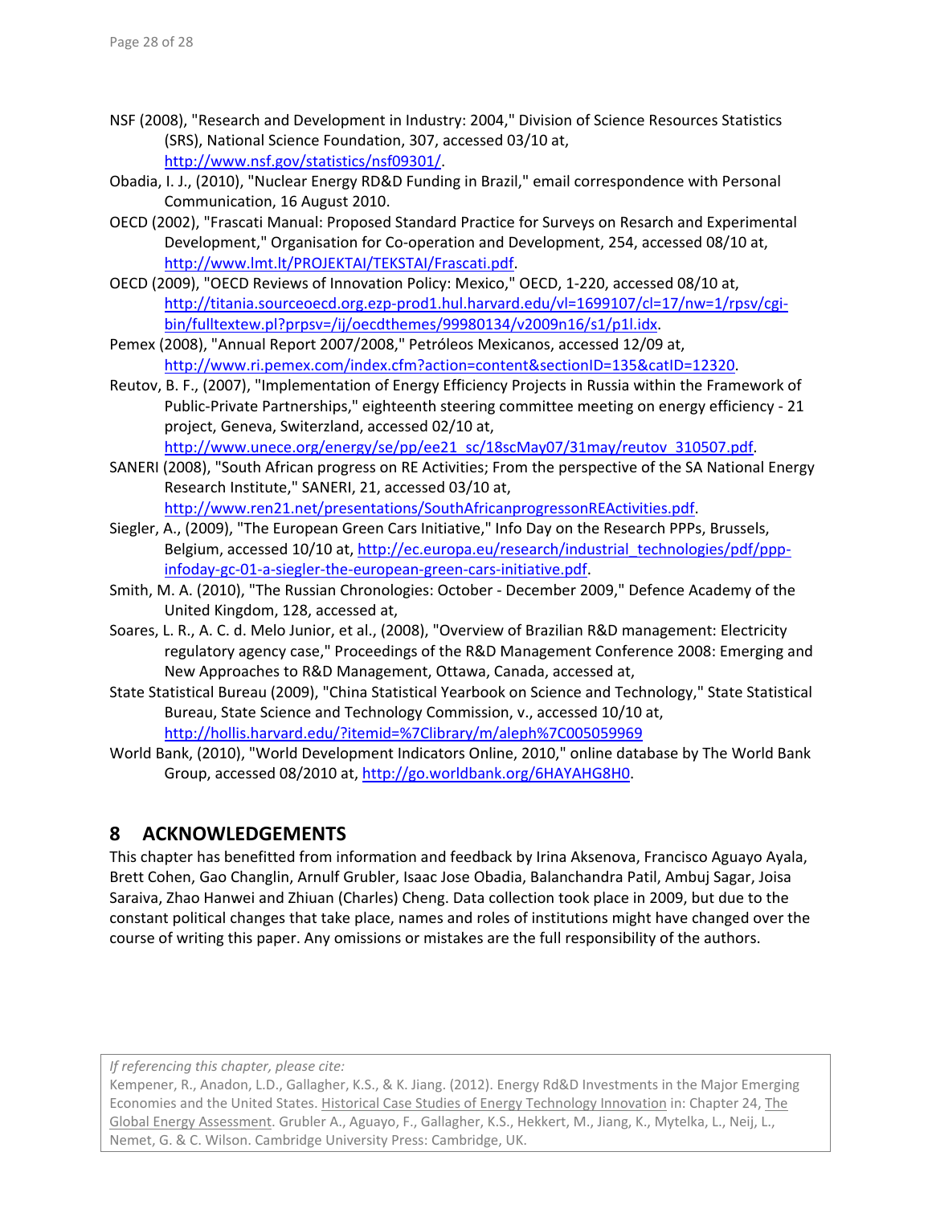NSF (2008), "Research and Development in Industry: 2004," Division of Science Resources Statistics (SRS), National Science Foundation, 307, accessed 03/10 at, http://www.nsf.gov/statistics/nsf09301/.

Obadia, I. J., (2010), "Nuclear Energy RD&D Funding in Brazil," email correspondence with Personal Communication, 16 August 2010.

OECD (2002), "Frascati Manual: Proposed Standard Practice for Surveys on Resarch and Experimental Development," Organisation for Co-operation and Development, 254, accessed 08/10 at, http://www.lmt.lt/PROJEKTAI/TEKSTAI/Frascati.pdf.

OECD (2009), "OECD Reviews of Innovation Policy: Mexico," OECD, 1-220, accessed 08/10 at, http://titania.sourceoecd.org.ezp-prod1.hul.harvard.edu/vl=1699107/cl=17/nw=1/rpsv/cgi-bin/fulltextew.pl?prpsv=/ij/oecdthemes/99980134/v2009n16/s1/p1l.idx.

Pemex (2008), "Annual Report 2007/2008," Petróleos Mexicanos, accessed 12/09 at, http://www.ri.pemex.com/index.cfm?action=content&sectionID=135&catID=12320.

Reutov, B. F., (2007), "Implementation of Energy Efficiency Projects in Russia within the Framework of Public-Private Partnerships," eighteenth steering committee meeting on energy efficiency - 21 project, Geneva, Switzerland, accessed 02/10 at, http://www.unece.org/energy/se/pp/ee21_sc/18scMay07/31may/reutov_310507.pdf.

SANERI (2008), "South African progress on RE Activities; From the perspective of the SA National Energy Research Institute," SANERI, 21, accessed 03/10 at, http://www.ren21.net/presentations/SouthAfricanprogressonREActivities.pdf.

Siegler, A., (2009), "The European Green Cars Initiative," Info Day on the Research PPPs, Brussels, Belgium, accessed 10/10 at, http://ec.europa.eu/research/industrial_technologies/pdf/ppp-infoday-gc-01-a-siegler-the-european-green-cars-initiative.pdf.

Smith, M. A. (2010), "The Russian Chronologies: October - December 2009," Defence Academy of the United Kingdom, 128, accessed at,

Soares, L. R., A. C. d. Melo Junior, et al., (2008), "Overview of Brazilian R&D management: Electricity regulatory agency case," Proceedings of the R&D Management Conference 2008: Emerging and New Approaches to R&D Management, Ottawa, Canada, accessed at,

State Statistical Bureau (2009), "China Statistical Yearbook on Science and Technology," State Statistical Bureau, State Science and Technology Commission, v., accessed 10/10 at, http://hollis.harvard.edu/?itemid=%7Clibrary/m/aleph%7C005059969

World Bank, (2010), "World Development Indicators Online, 2010," online database by The World Bank Group, accessed 08/2010 at, http://go.worldbank.org/6HAYAHG8H0.

## 8 ACKNOWLEDGEMENTS

This chapter has benefitted from information and feedback by Irina Aksenova, Francisco Aguayo Ayala, Brett Cohen, Gao Changlin, Arnulf Grubler, Isaac Jose Obadia, Balanchandra Patil, Ambuj Sagar, Joisa Saraiva, Zhao Hanwei and Zhiuan (Charles) Cheng. Data collection took place in 2009, but due to the constant political changes that take place, names and roles of institutions might have changed over the course of writing this paper. Any omissions or mistakes are the full responsibility of the authors.

*If referencing this chapter, please cite:*
Kempener, R., Anadon, L.D., Gallagher, K.S., & K. Jiang. (2012). Energy Rd&D Investments in the Major Emerging Economies and the United States. Historical Case Studies of Energy Technology Innovation in: Chapter 24, The Global Energy Assessment. Grubler A., Aguayo, F., Gallagher, K.S., Hekkert, M., Jiang, K., Mytelka, L., Neij, L., Nemet, G. & C. Wilson. Cambridge University Press: Cambridge, UK.